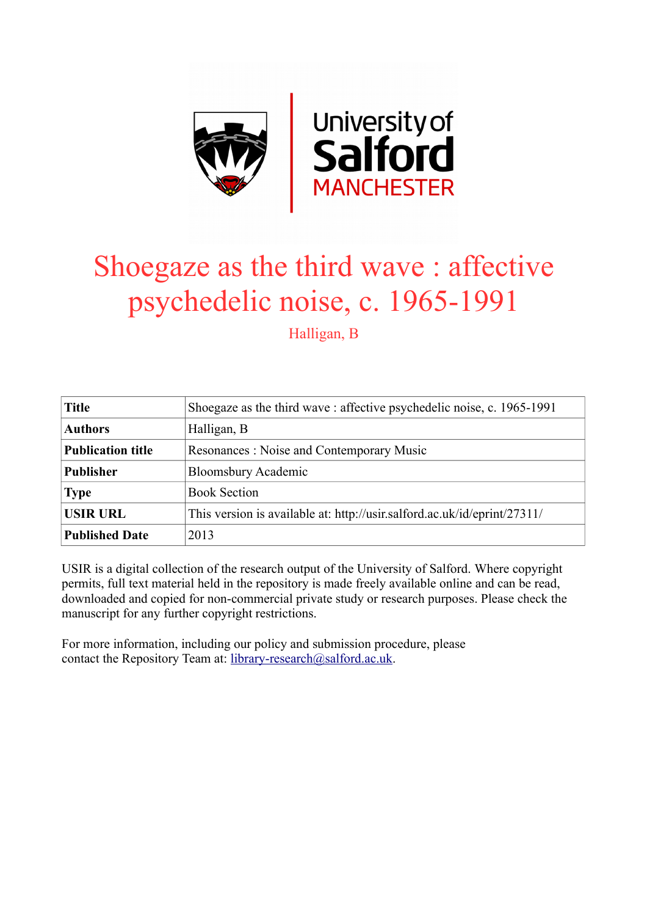# Shoegaze as the third wave : affective psychedelic noise, c. 1965-1991

Halligan, B

| Title | Shoegaze as the third wave : affective psychedelic noise, c. 1965-1991 |
|---|---|
| Authors | Halligan, B |
| Publication title | Resonances : Noise and Contemporary Music |
| Publisher | Bloomsbury Academic |
| Type | Book Section |
| USIR URL | This version is available at: http://usir.salford.ac.uk/id/eprint/27311/ |
| Published Date | 2013 |

USIR is a digital collection of the research output of the University of Salford. Where copyright permits, full text material held in the repository is made freely available online and can be read, downloaded and copied for non-commercial private study or research purposes. Please check the manuscript for any further copyright restrictions.

For more information, including our policy and submission procedure, please contact the Repository Team at: library-research@salford.ac.uk.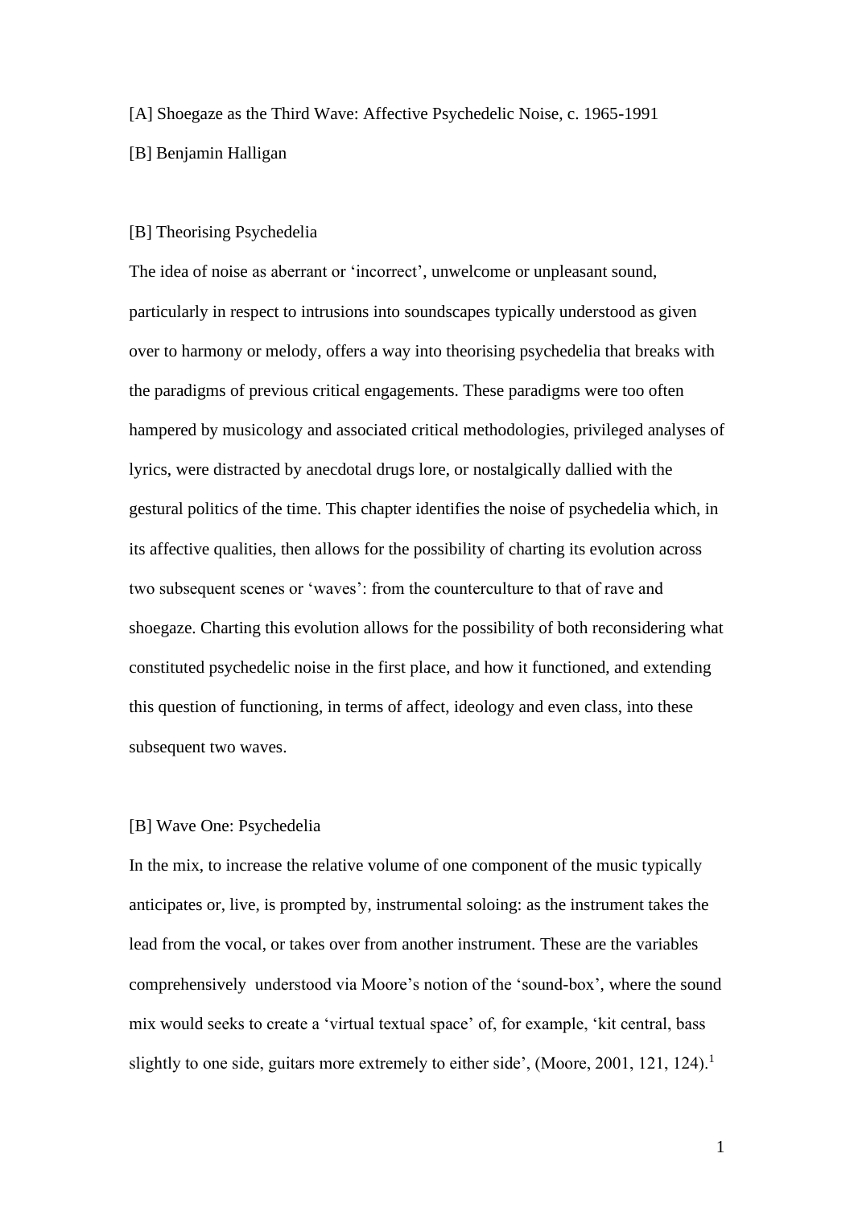[A] Shoegaze as the Third Wave: Affective Psychedelic Noise, c. 1965-1991

[B] Benjamin Halligan

[B] Theorising Psychedelia

The idea of noise as aberrant or 'incorrect', unwelcome or unpleasant sound, particularly in respect to intrusions into soundscapes typically understood as given over to harmony or melody, offers a way into theorising psychedelia that breaks with the paradigms of previous critical engagements. These paradigms were too often hampered by musicology and associated critical methodologies, privileged analyses of lyrics, were distracted by anecdotal drugs lore, or nostalgically dallied with the gestural politics of the time. This chapter identifies the noise of psychedelia which, in its affective qualities, then allows for the possibility of charting its evolution across two subsequent scenes or 'waves': from the counterculture to that of rave and shoegaze. Charting this evolution allows for the possibility of both reconsidering what constituted psychedelic noise in the first place, and how it functioned, and extending this question of functioning, in terms of affect, ideology and even class, into these subsequent two waves.

[B] Wave One: Psychedelia

In the mix, to increase the relative volume of one component of the music typically anticipates or, live, is prompted by, instrumental soloing: as the instrument takes the lead from the vocal, or takes over from another instrument. These are the variables comprehensively understood via Moore's notion of the 'sound-box', where the sound mix would seeks to create a 'virtual textual space' of, for example, 'kit central, bass slightly to one side, guitars more extremely to either side', (Moore, 2001, 121, 124).[1]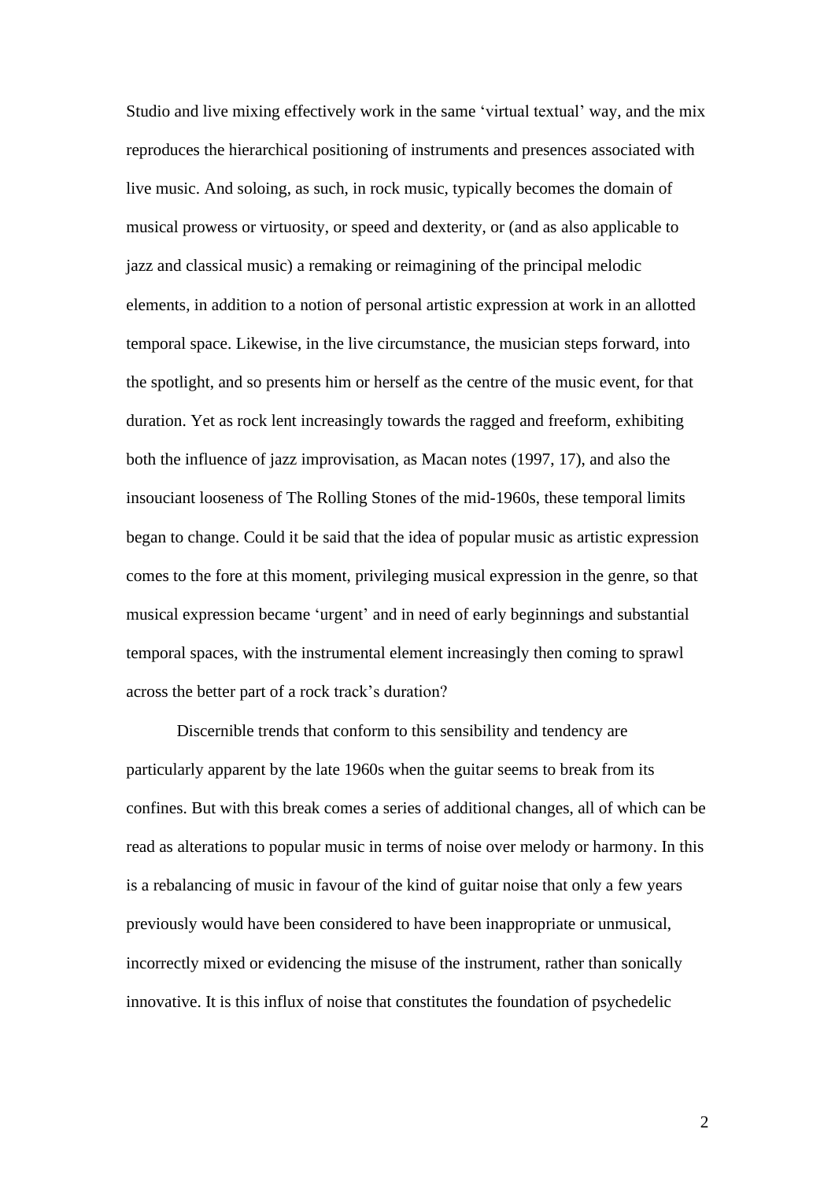Studio and live mixing effectively work in the same 'virtual textual' way, and the mix reproduces the hierarchical positioning of instruments and presences associated with live music. And soloing, as such, in rock music, typically becomes the domain of musical prowess or virtuosity, or speed and dexterity, or (and as also applicable to jazz and classical music) a remaking or reimagining of the principal melodic elements, in addition to a notion of personal artistic expression at work in an allotted temporal space. Likewise, in the live circumstance, the musician steps forward, into the spotlight, and so presents him or herself as the centre of the music event, for that duration. Yet as rock lent increasingly towards the ragged and freeform, exhibiting both the influence of jazz improvisation, as Macan notes (1997, 17), and also the insouciant looseness of The Rolling Stones of the mid-1960s, these temporal limits began to change. Could it be said that the idea of popular music as artistic expression comes to the fore at this moment, privileging musical expression in the genre, so that musical expression became 'urgent' and in need of early beginnings and substantial temporal spaces, with the instrumental element increasingly then coming to sprawl across the better part of a rock track's duration?

Discernible trends that conform to this sensibility and tendency are particularly apparent by the late 1960s when the guitar seems to break from its confines. But with this break comes a series of additional changes, all of which can be read as alterations to popular music in terms of noise over melody or harmony. In this is a rebalancing of music in favour of the kind of guitar noise that only a few years previously would have been considered to have been inappropriate or unmusical, incorrectly mixed or evidencing the misuse of the instrument, rather than sonically innovative. It is this influx of noise that constitutes the foundation of psychedelic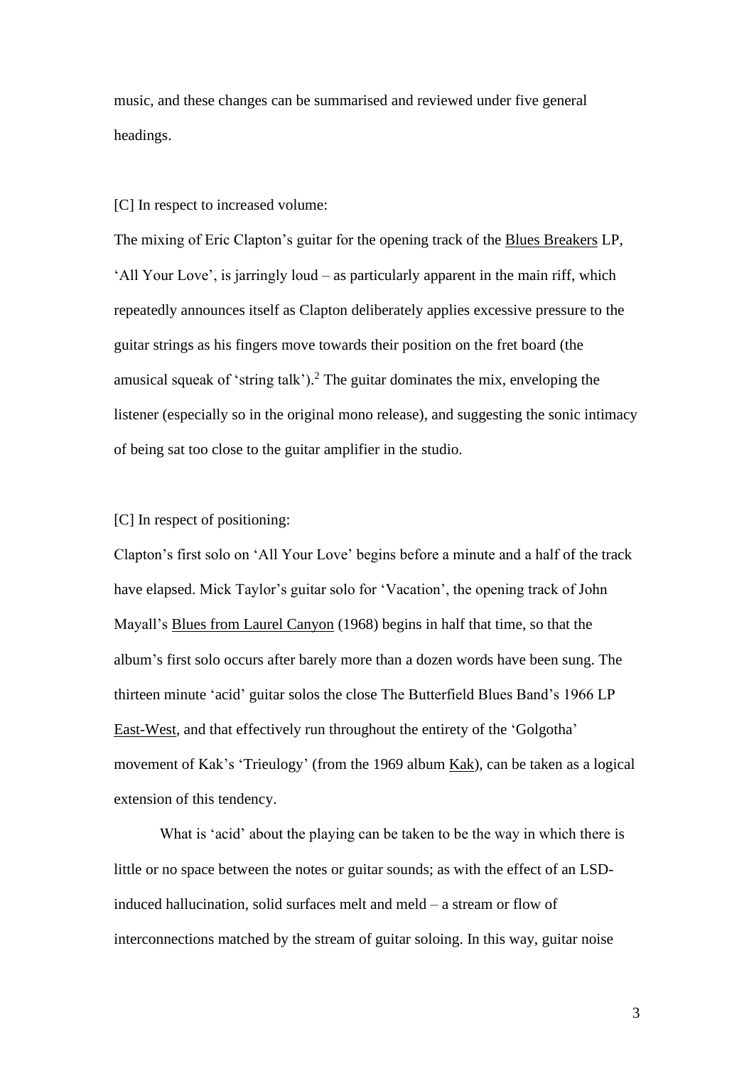music, and these changes can be summarised and reviewed under five general headings.

[C] In respect to increased volume:

The mixing of Eric Clapton's guitar for the opening track of the Blues Breakers LP, 'All Your Love', is jarringly loud – as particularly apparent in the main riff, which repeatedly announces itself as Clapton deliberately applies excessive pressure to the guitar strings as his fingers move towards their position on the fret board (the amusical squeak of 'string talk').[2] The guitar dominates the mix, enveloping the listener (especially so in the original mono release), and suggesting the sonic intimacy of being sat too close to the guitar amplifier in the studio.

[C] In respect of positioning:

Clapton's first solo on 'All Your Love' begins before a minute and a half of the track have elapsed. Mick Taylor's guitar solo for 'Vacation', the opening track of John Mayall's Blues from Laurel Canyon (1968) begins in half that time, so that the album's first solo occurs after barely more than a dozen words have been sung. The thirteen minute 'acid' guitar solos the close The Butterfield Blues Band's 1966 LP East-West, and that effectively run throughout the entirety of the 'Golgotha' movement of Kak's 'Trieulogy' (from the 1969 album Kak), can be taken as a logical extension of this tendency.

What is 'acid' about the playing can be taken to be the way in which there is little or no space between the notes or guitar sounds; as with the effect of an LSD-induced hallucination, solid surfaces melt and meld – a stream or flow of interconnections matched by the stream of guitar soloing. In this way, guitar noise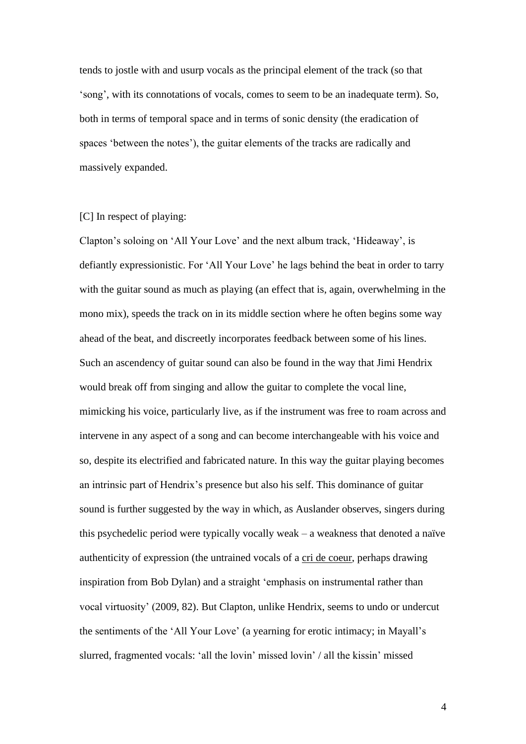tends to jostle with and usurp vocals as the principal element of the track (so that 'song', with its connotations of vocals, comes to seem to be an inadequate term). So, both in terms of temporal space and in terms of sonic density (the eradication of spaces 'between the notes'), the guitar elements of the tracks are radically and massively expanded.

[C] In respect of playing:

Clapton's soloing on 'All Your Love' and the next album track, 'Hideaway', is defiantly expressionistic. For 'All Your Love' he lags behind the beat in order to tarry with the guitar sound as much as playing (an effect that is, again, overwhelming in the mono mix), speeds the track on in its middle section where he often begins some way ahead of the beat, and discreetly incorporates feedback between some of his lines. Such an ascendency of guitar sound can also be found in the way that Jimi Hendrix would break off from singing and allow the guitar to complete the vocal line, mimicking his voice, particularly live, as if the instrument was free to roam across and intervene in any aspect of a song and can become interchangeable with his voice and so, despite its electrified and fabricated nature. In this way the guitar playing becomes an intrinsic part of Hendrix's presence but also his self. This dominance of guitar sound is further suggested by the way in which, as Auslander observes, singers during this psychedelic period were typically vocally weak – a weakness that denoted a naïve authenticity of expression (the untrained vocals of a <u>cri de coeur</u>, perhaps drawing inspiration from Bob Dylan) and a straight 'emphasis on instrumental rather than vocal virtuosity' (2009, 82). But Clapton, unlike Hendrix, seems to undo or undercut the sentiments of the 'All Your Love' (a yearning for erotic intimacy; in Mayall's slurred, fragmented vocals: 'all the lovin' missed lovin' / all the kissin' missed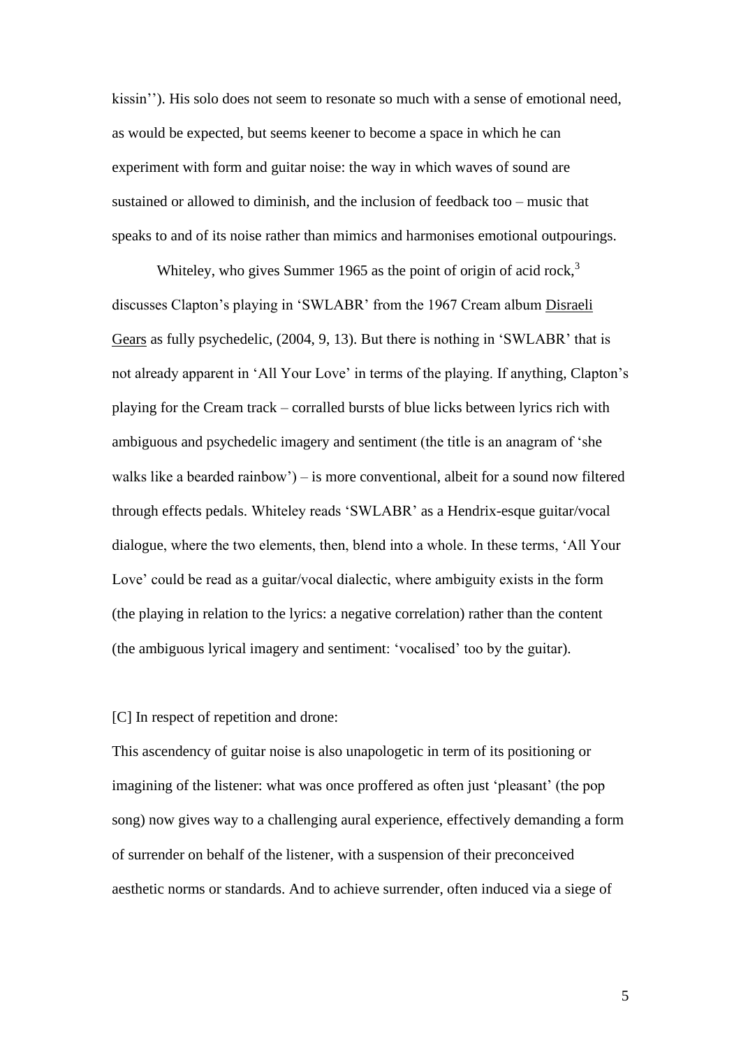kissin''). His solo does not seem to resonate so much with a sense of emotional need, as would be expected, but seems keener to become a space in which he can experiment with form and guitar noise: the way in which waves of sound are sustained or allowed to diminish, and the inclusion of feedback too – music that speaks to and of its noise rather than mimics and harmonises emotional outpourings.

Whiteley, who gives Summer 1965 as the point of origin of acid rock,[3] discusses Clapton's playing in 'SWLABR' from the 1967 Cream album Disraeli Gears as fully psychedelic, (2004, 9, 13). But there is nothing in 'SWLABR' that is not already apparent in 'All Your Love' in terms of the playing. If anything, Clapton's playing for the Cream track – corralled bursts of blue licks between lyrics rich with ambiguous and psychedelic imagery and sentiment (the title is an anagram of 'she walks like a bearded rainbow') – is more conventional, albeit for a sound now filtered through effects pedals. Whiteley reads 'SWLABR' as a Hendrix-esque guitar/vocal dialogue, where the two elements, then, blend into a whole. In these terms, 'All Your Love' could be read as a guitar/vocal dialectic, where ambiguity exists in the form (the playing in relation to the lyrics: a negative correlation) rather than the content (the ambiguous lyrical imagery and sentiment: 'vocalised' too by the guitar).

[C] In respect of repetition and drone:

This ascendency of guitar noise is also unapologetic in term of its positioning or imagining of the listener: what was once proffered as often just 'pleasant' (the pop song) now gives way to a challenging aural experience, effectively demanding a form of surrender on behalf of the listener, with a suspension of their preconceived aesthetic norms or standards. And to achieve surrender, often induced via a siege of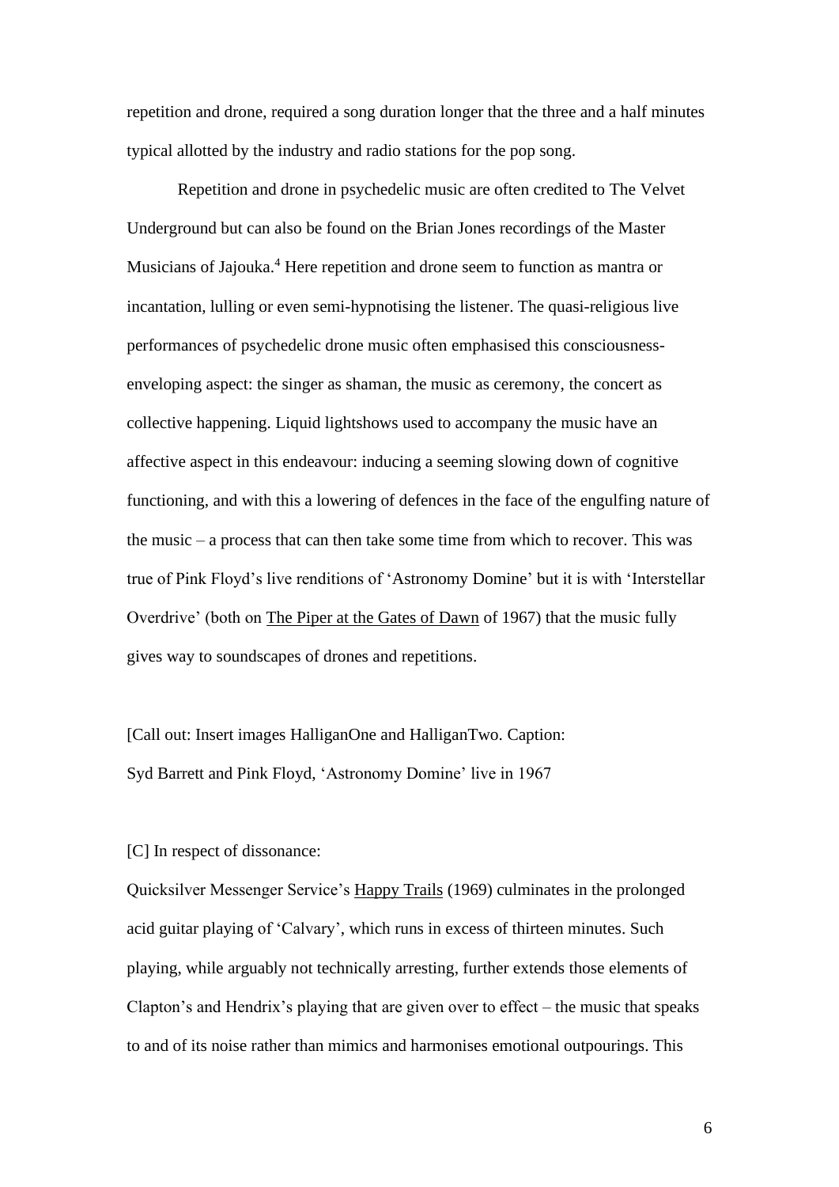repetition and drone, required a song duration longer that the three and a half minutes typical allotted by the industry and radio stations for the pop song.

Repetition and drone in psychedelic music are often credited to The Velvet Underground but can also be found on the Brian Jones recordings of the Master Musicians of Jajouka.[4] Here repetition and drone seem to function as mantra or incantation, lulling or even semi-hypnotising the listener. The quasi-religious live performances of psychedelic drone music often emphasised this consciousness-enveloping aspect: the singer as shaman, the music as ceremony, the concert as collective happening. Liquid lightshows used to accompany the music have an affective aspect in this endeavour: inducing a seeming slowing down of cognitive functioning, and with this a lowering of defences in the face of the engulfing nature of the music – a process that can then take some time from which to recover. This was true of Pink Floyd's live renditions of 'Astronomy Domine' but it is with 'Interstellar Overdrive' (both on The Piper at the Gates of Dawn of 1967) that the music fully gives way to soundscapes of drones and repetitions.

[Call out: Insert images HalliganOne and HalliganTwo. Caption:
Syd Barrett and Pink Floyd, 'Astronomy Domine' live in 1967

[C] In respect of dissonance:

Quicksilver Messenger Service's Happy Trails (1969) culminates in the prolonged acid guitar playing of 'Calvary', which runs in excess of thirteen minutes. Such playing, while arguably not technically arresting, further extends those elements of Clapton's and Hendrix's playing that are given over to effect – the music that speaks to and of its noise rather than mimics and harmonises emotional outpourings. This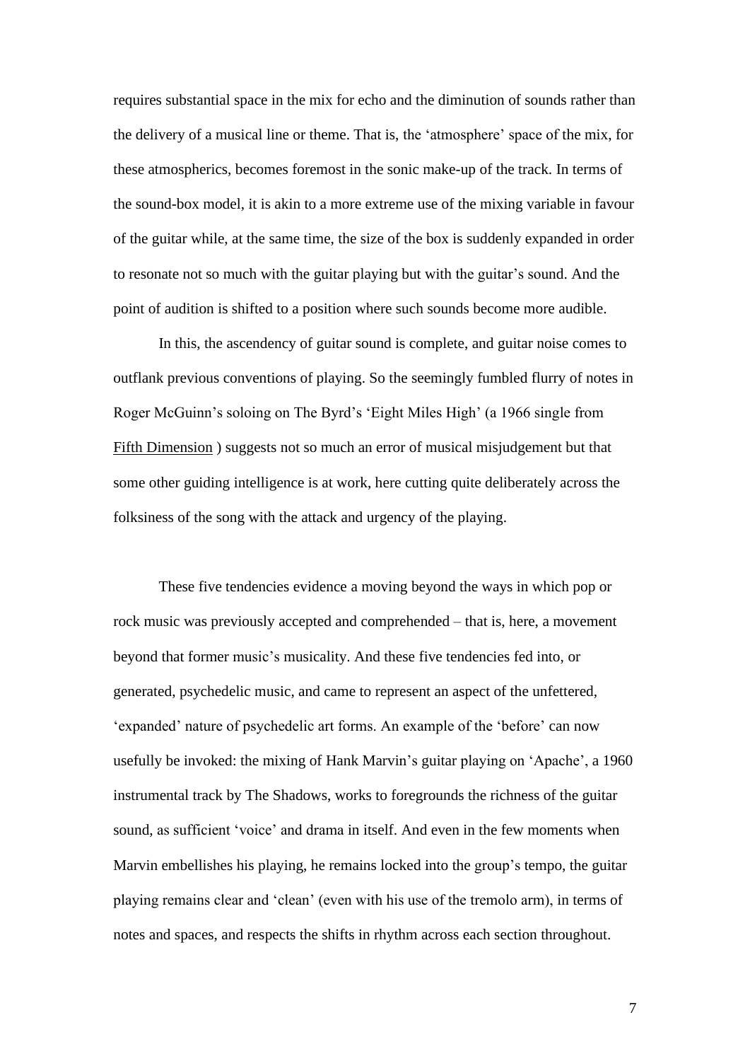requires substantial space in the mix for echo and the diminution of sounds rather than the delivery of a musical line or theme. That is, the 'atmosphere' space of the mix, for these atmospherics, becomes foremost in the sonic make-up of the track. In terms of the sound-box model, it is akin to a more extreme use of the mixing variable in favour of the guitar while, at the same time, the size of the box is suddenly expanded in order to resonate not so much with the guitar playing but with the guitar's sound. And the point of audition is shifted to a position where such sounds become more audible.

In this, the ascendency of guitar sound is complete, and guitar noise comes to outflank previous conventions of playing. So the seemingly fumbled flurry of notes in Roger McGuinn's soloing on The Byrd's 'Eight Miles High' (a 1966 single from Fifth Dimension ) suggests not so much an error of musical misjudgement but that some other guiding intelligence is at work, here cutting quite deliberately across the folksiness of the song with the attack and urgency of the playing.

These five tendencies evidence a moving beyond the ways in which pop or rock music was previously accepted and comprehended – that is, here, a movement beyond that former music's musicality. And these five tendencies fed into, or generated, psychedelic music, and came to represent an aspect of the unfettered, 'expanded' nature of psychedelic art forms. An example of the 'before' can now usefully be invoked: the mixing of Hank Marvin's guitar playing on 'Apache', a 1960 instrumental track by The Shadows, works to foregrounds the richness of the guitar sound, as sufficient 'voice' and drama in itself. And even in the few moments when Marvin embellishes his playing, he remains locked into the group's tempo, the guitar playing remains clear and 'clean' (even with his use of the tremolo arm), in terms of notes and spaces, and respects the shifts in rhythm across each section throughout.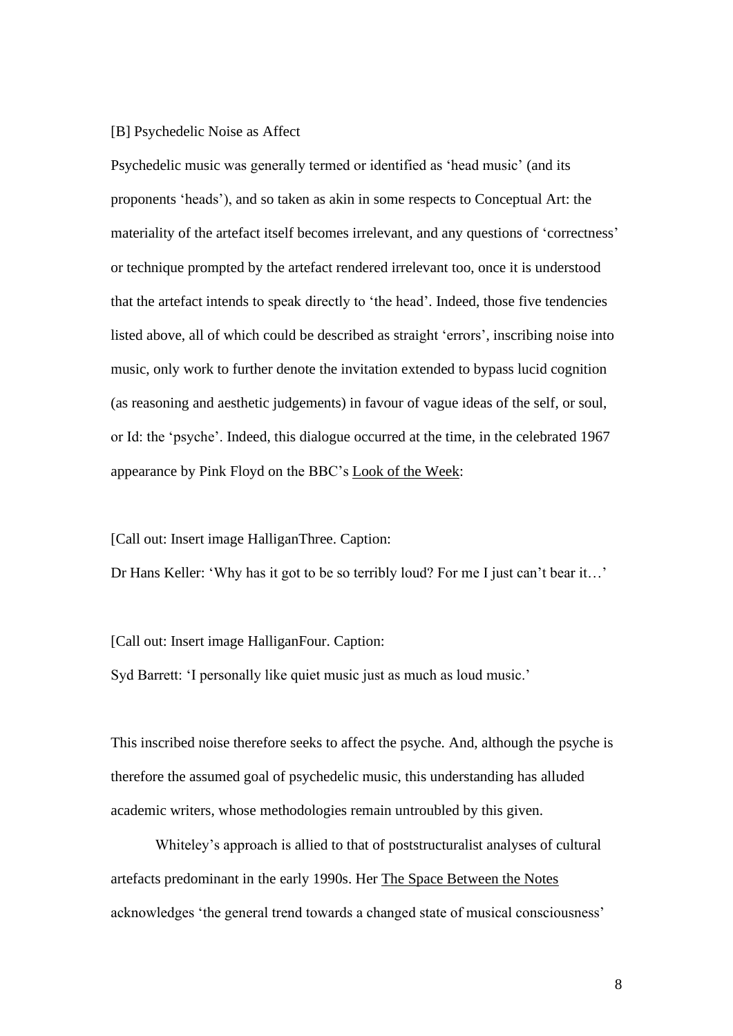[B] Psychedelic Noise as Affect

Psychedelic music was generally termed or identified as 'head music' (and its proponents 'heads'), and so taken as akin in some respects to Conceptual Art: the materiality of the artefact itself becomes irrelevant, and any questions of 'correctness' or technique prompted by the artefact rendered irrelevant too, once it is understood that the artefact intends to speak directly to 'the head'. Indeed, those five tendencies listed above, all of which could be described as straight 'errors', inscribing noise into music, only work to further denote the invitation extended to bypass lucid cognition (as reasoning and aesthetic judgements) in favour of vague ideas of the self, or soul, or Id: the 'psyche'. Indeed, this dialogue occurred at the time, in the celebrated 1967 appearance by Pink Floyd on the BBC's <u>Look of the Week</u>:

[Call out: Insert image HalliganThree. Caption:

Dr Hans Keller: 'Why has it got to be so terribly loud? For me I just can't bear it…'

[Call out: Insert image HalliganFour. Caption:

Syd Barrett: 'I personally like quiet music just as much as loud music.'

This inscribed noise therefore seeks to affect the psyche. And, although the psyche is therefore the assumed goal of psychedelic music, this understanding has alluded academic writers, whose methodologies remain untroubled by this given.

Whiteley's approach is allied to that of poststructuralist analyses of cultural artefacts predominant in the early 1990s. Her <u>The Space Between the Notes</u> acknowledges 'the general trend towards a changed state of musical consciousness'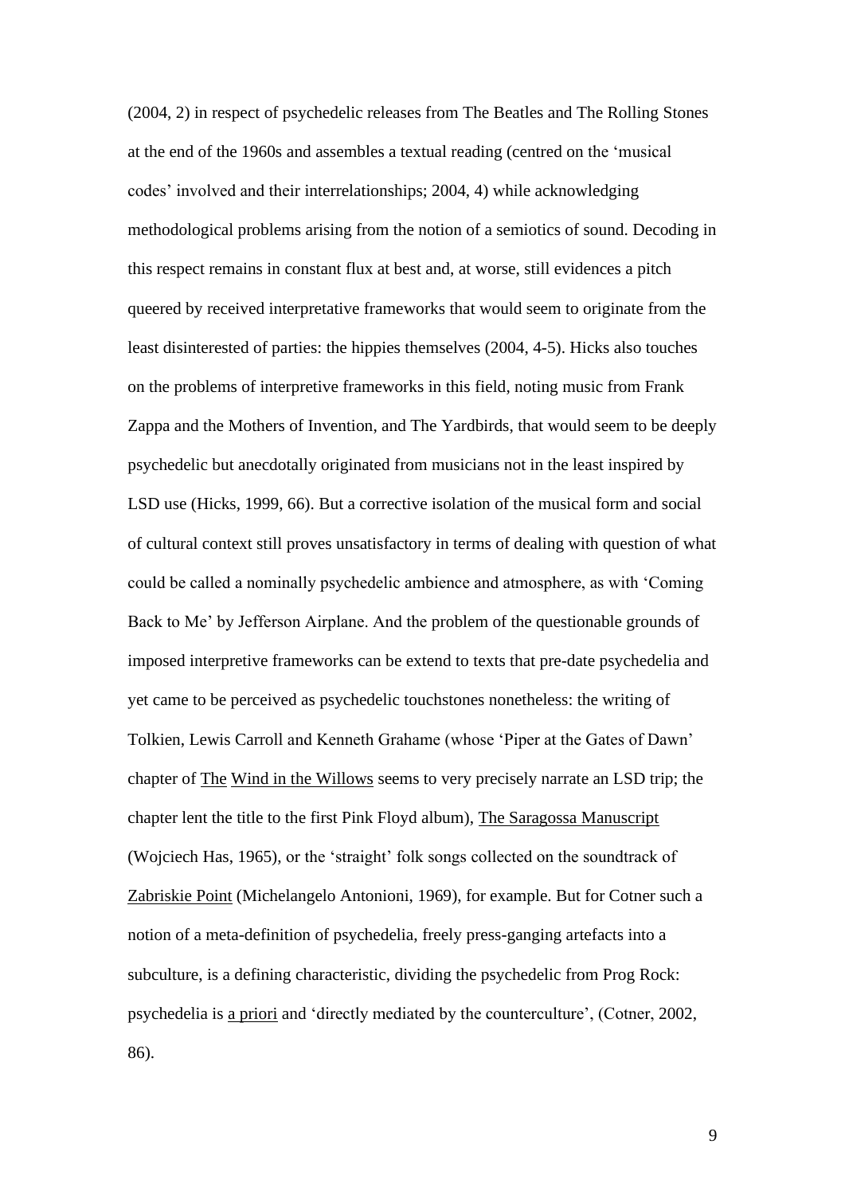(2004, 2) in respect of psychedelic releases from The Beatles and The Rolling Stones at the end of the 1960s and assembles a textual reading (centred on the 'musical codes' involved and their interrelationships; 2004, 4) while acknowledging methodological problems arising from the notion of a semiotics of sound. Decoding in this respect remains in constant flux at best and, at worse, still evidences a pitch queered by received interpretative frameworks that would seem to originate from the least disinterested of parties: the hippies themselves (2004, 4-5). Hicks also touches on the problems of interpretive frameworks in this field, noting music from Frank Zappa and the Mothers of Invention, and The Yardbirds, that would seem to be deeply psychedelic but anecdotally originated from musicians not in the least inspired by LSD use (Hicks, 1999, 66). But a corrective isolation of the musical form and social of cultural context still proves unsatisfactory in terms of dealing with question of what could be called a nominally psychedelic ambience and atmosphere, as with 'Coming Back to Me' by Jefferson Airplane. And the problem of the questionable grounds of imposed interpretive frameworks can be extend to texts that pre-date psychedelia and yet came to be perceived as psychedelic touchstones nonetheless: the writing of Tolkien, Lewis Carroll and Kenneth Grahame (whose 'Piper at the Gates of Dawn' chapter of _The Wind in the Willows_ seems to very precisely narrate an LSD trip; the chapter lent the title to the first Pink Floyd album), _The Saragossa Manuscript_ (Wojciech Has, 1965), or the 'straight' folk songs collected on the soundtrack of _Zabriskie Point_ (Michelangelo Antonioni, 1969), for example. But for Cotner such a notion of a meta-definition of psychedelia, freely press-ganging artefacts into a subculture, is a defining characteristic, dividing the psychedelic from Prog Rock: psychedelia is _a priori_ and 'directly mediated by the counterculture', (Cotner, 2002, 86).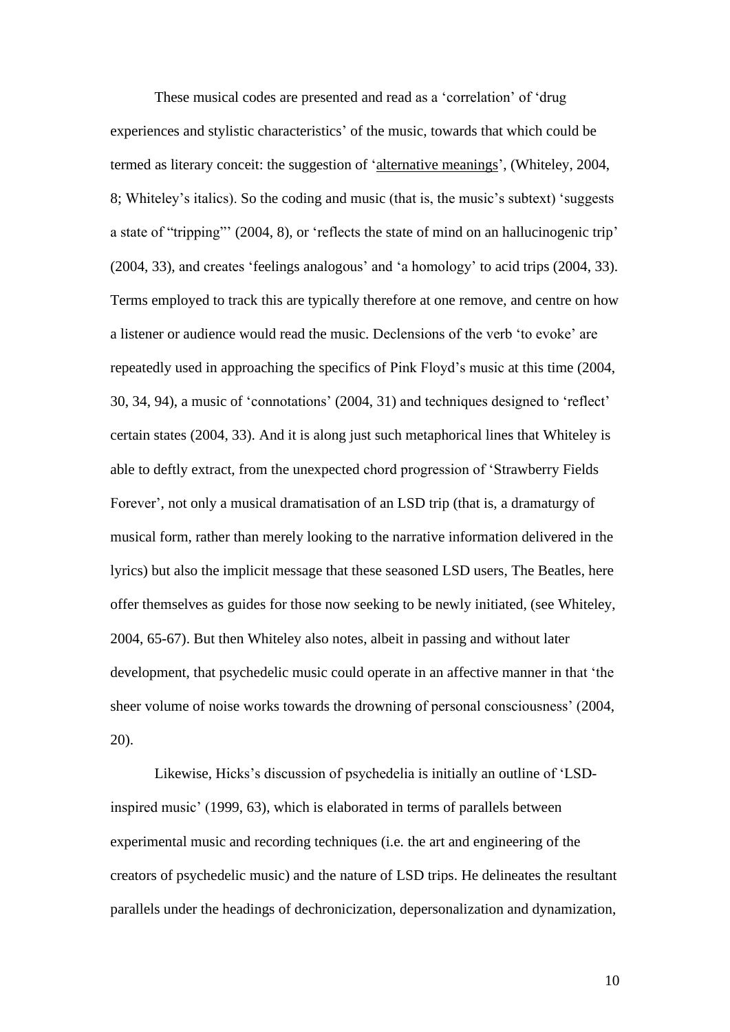These musical codes are presented and read as a 'correlation' of 'drug experiences and stylistic characteristics' of the music, towards that which could be termed as literary conceit: the suggestion of '<u>alternative meanings</u>', (Whiteley, 2004, 8; Whiteley's italics). So the coding and music (that is, the music's subtext) 'suggests a state of "tripping"' (2004, 8), or 'reflects the state of mind on an hallucinogenic trip' (2004, 33), and creates 'feelings analogous' and 'a homology' to acid trips (2004, 33). Terms employed to track this are typically therefore at one remove, and centre on how a listener or audience would read the music. Declensions of the verb 'to evoke' are repeatedly used in approaching the specifics of Pink Floyd's music at this time (2004, 30, 34, 94), a music of 'connotations' (2004, 31) and techniques designed to 'reflect' certain states (2004, 33). And it is along just such metaphorical lines that Whiteley is able to deftly extract, from the unexpected chord progression of 'Strawberry Fields Forever', not only a musical dramatisation of an LSD trip (that is, a dramaturgy of musical form, rather than merely looking to the narrative information delivered in the lyrics) but also the implicit message that these seasoned LSD users, The Beatles, here offer themselves as guides for those now seeking to be newly initiated, (see Whiteley, 2004, 65-67). But then Whiteley also notes, albeit in passing and without later development, that psychedelic music could operate in an affective manner in that 'the sheer volume of noise works towards the drowning of personal consciousness' (2004, 20).

Likewise, Hicks's discussion of psychedelia is initially an outline of 'LSD-inspired music' (1999, 63), which is elaborated in terms of parallels between experimental music and recording techniques (i.e. the art and engineering of the creators of psychedelic music) and the nature of LSD trips. He delineates the resultant parallels under the headings of dechronicization, depersonalization and dynamization,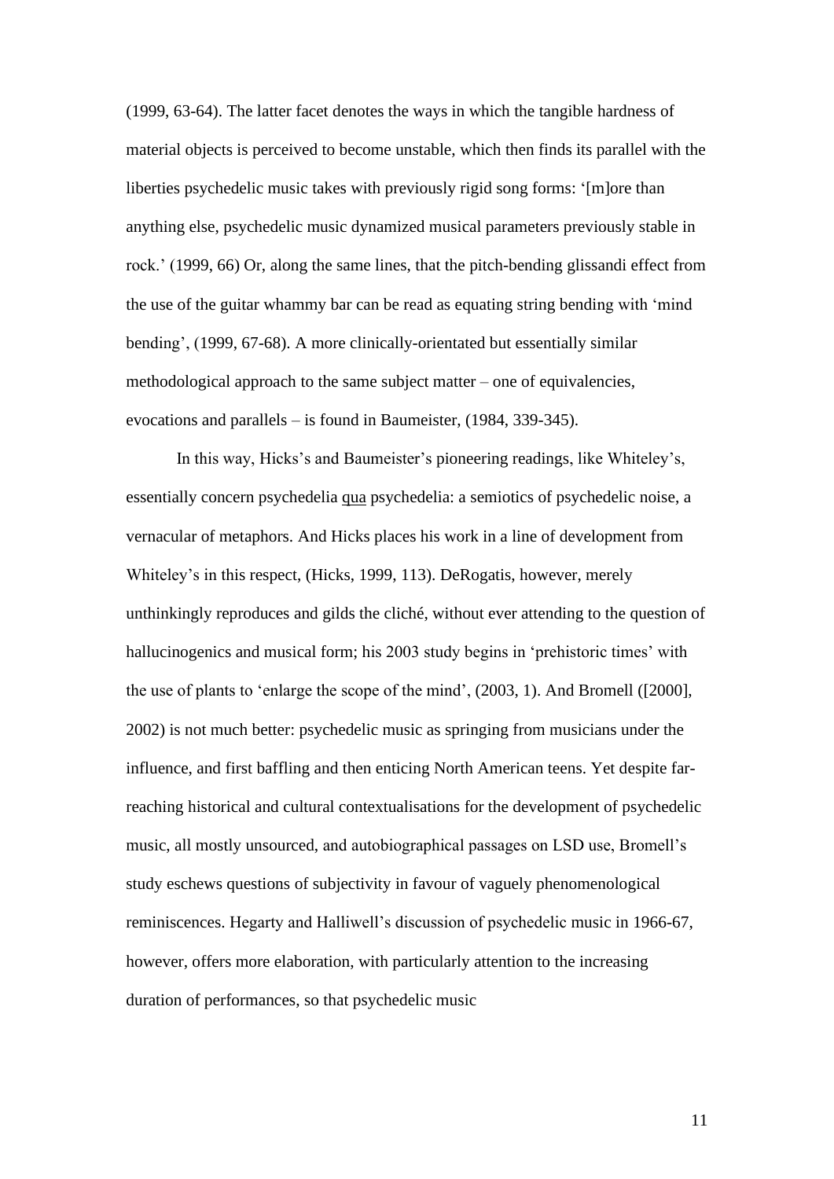(1999, 63-64). The latter facet denotes the ways in which the tangible hardness of material objects is perceived to become unstable, which then finds its parallel with the liberties psychedelic music takes with previously rigid song forms: '[m]ore than anything else, psychedelic music dynamized musical parameters previously stable in rock.' (1999, 66) Or, along the same lines, that the pitch-bending glissandi effect from the use of the guitar whammy bar can be read as equating string bending with 'mind bending', (1999, 67-68). A more clinically-orientated but essentially similar methodological approach to the same subject matter – one of equivalencies, evocations and parallels – is found in Baumeister, (1984, 339-345).

In this way, Hicks's and Baumeister's pioneering readings, like Whiteley's, essentially concern psychedelia qua psychedelia: a semiotics of psychedelic noise, a vernacular of metaphors. And Hicks places his work in a line of development from Whiteley's in this respect, (Hicks, 1999, 113). DeRogatis, however, merely unthinkingly reproduces and gilds the cliché, without ever attending to the question of hallucinogenics and musical form; his 2003 study begins in 'prehistoric times' with the use of plants to 'enlarge the scope of the mind', (2003, 1). And Bromell ([2000], 2002) is not much better: psychedelic music as springing from musicians under the influence, and first baffling and then enticing North American teens. Yet despite far-reaching historical and cultural contextualisations for the development of psychedelic music, all mostly unsourced, and autobiographical passages on LSD use, Bromell's study eschews questions of subjectivity in favour of vaguely phenomenological reminiscences. Hegarty and Halliwell's discussion of psychedelic music in 1966-67, however, offers more elaboration, with particularly attention to the increasing duration of performances, so that psychedelic music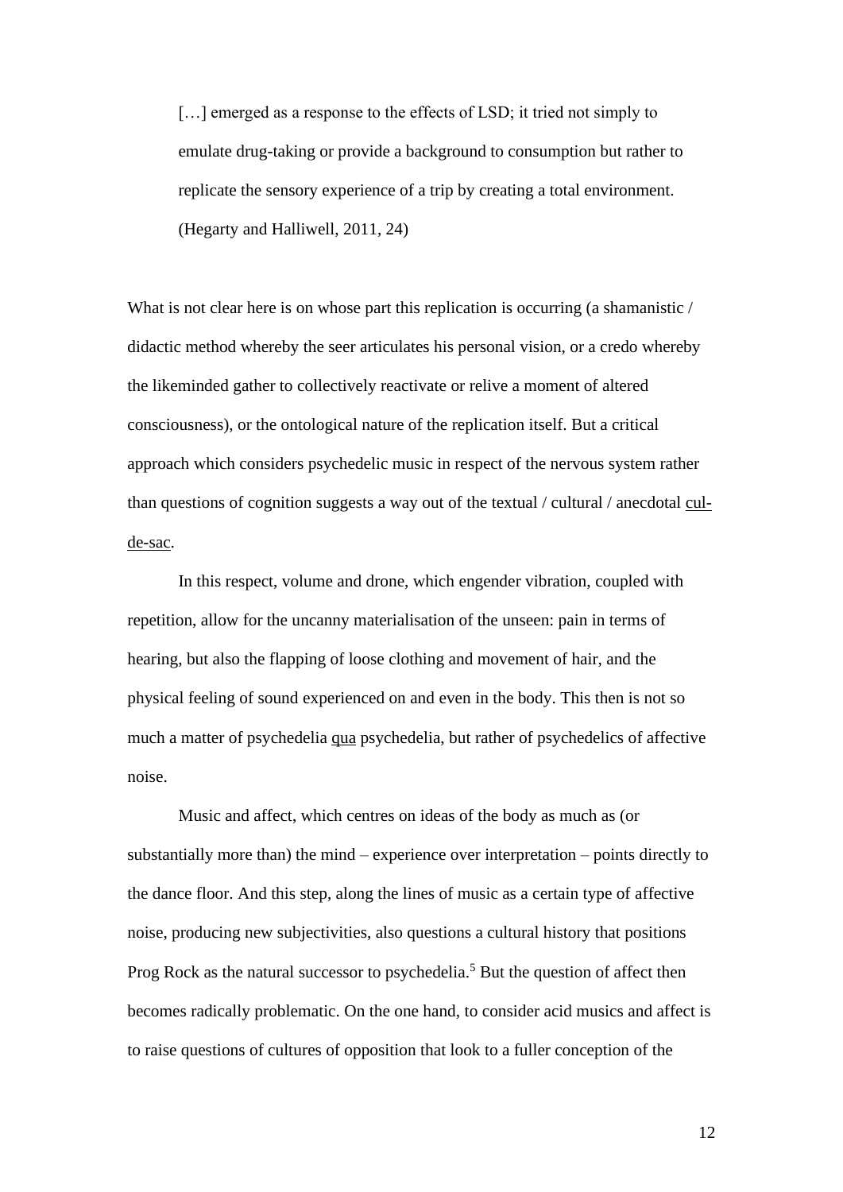> […] emerged as a response to the effects of LSD; it tried not simply to emulate drug-taking or provide a background to consumption but rather to replicate the sensory experience of a trip by creating a total environment. (Hegarty and Halliwell, 2011, 24)

What is not clear here is on whose part this replication is occurring (a shamanistic / didactic method whereby the seer articulates his personal vision, or a credo whereby the likeminded gather to collectively reactivate or relive a moment of altered consciousness), or the ontological nature of the replication itself. But a critical approach which considers psychedelic music in respect of the nervous system rather than questions of cognition suggests a way out of the textual / cultural / anecdotal *cul-de-sac*.

In this respect, volume and drone, which engender vibration, coupled with repetition, allow for the uncanny materialisation of the unseen: pain in terms of hearing, but also the flapping of loose clothing and movement of hair, and the physical feeling of sound experienced on and even in the body. This then is not so much a matter of psychedelia *qua* psychedelia, but rather of psychedelics of affective noise.

Music and affect, which centres on ideas of the body as much as (or substantially more than) the mind – experience over interpretation – points directly to the dance floor. And this step, along the lines of music as a certain type of affective noise, producing new subjectivities, also questions a cultural history that positions Prog Rock as the natural successor to psychedelia.[5] But the question of affect then becomes radically problematic. On the one hand, to consider acid musics and affect is to raise questions of cultures of opposition that look to a fuller conception of the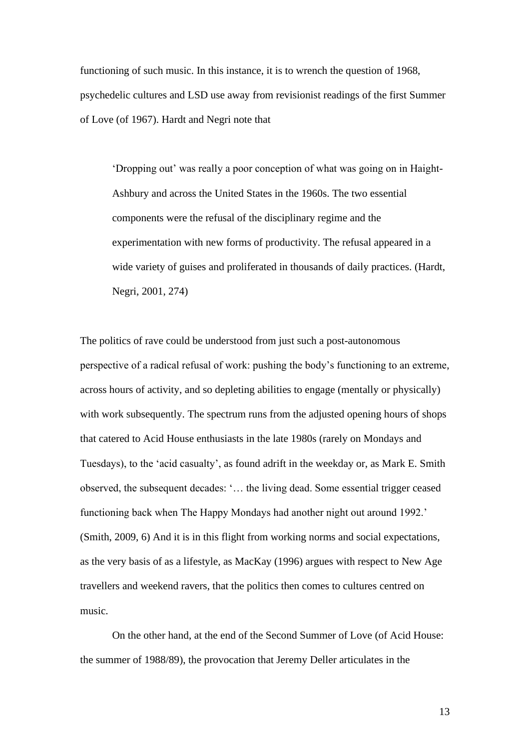functioning of such music. In this instance, it is to wrench the question of 1968, psychedelic cultures and LSD use away from revisionist readings of the first Summer of Love (of 1967). Hardt and Negri note that

> 'Dropping out' was really a poor conception of what was going on in Haight-Ashbury and across the United States in the 1960s. The two essential components were the refusal of the disciplinary regime and the experimentation with new forms of productivity. The refusal appeared in a wide variety of guises and proliferated in thousands of daily practices. (Hardt, Negri, 2001, 274)

The politics of rave could be understood from just such a post-autonomous perspective of a radical refusal of work: pushing the body's functioning to an extreme, across hours of activity, and so depleting abilities to engage (mentally or physically) with work subsequently. The spectrum runs from the adjusted opening hours of shops that catered to Acid House enthusiasts in the late 1980s (rarely on Mondays and Tuesdays), to the 'acid casualty', as found adrift in the weekday or, as Mark E. Smith observed, the subsequent decades: '… the living dead. Some essential trigger ceased functioning back when The Happy Mondays had another night out around 1992.' (Smith, 2009, 6) And it is in this flight from working norms and social expectations, as the very basis of as a lifestyle, as MacKay (1996) argues with respect to New Age travellers and weekend ravers, that the politics then comes to cultures centred on music.

On the other hand, at the end of the Second Summer of Love (of Acid House: the summer of 1988/89), the provocation that Jeremy Deller articulates in the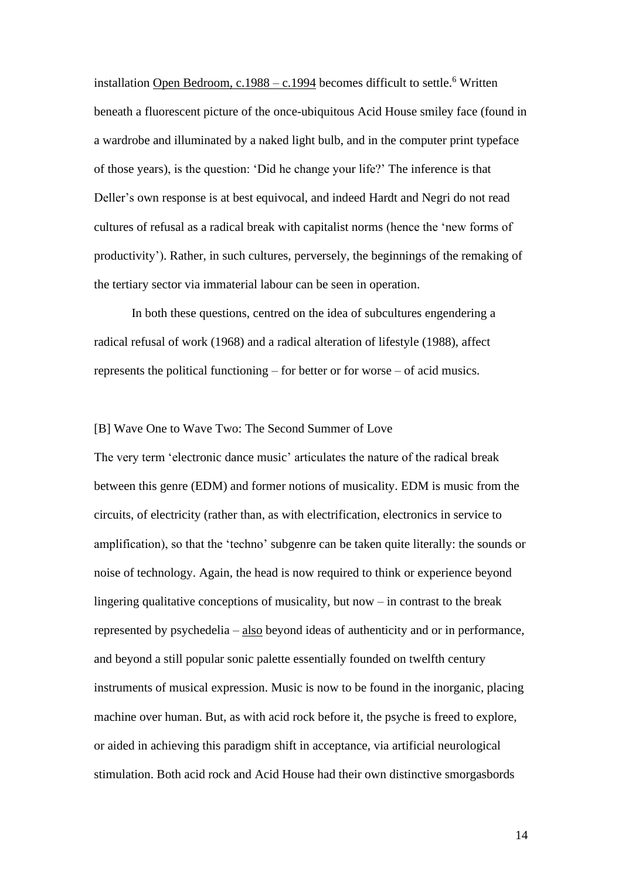installation <u>Open Bedroom, c.1988 – c.1994</u> becomes difficult to settle.[6] Written beneath a fluorescent picture of the once-ubiquitous Acid House smiley face (found in a wardrobe and illuminated by a naked light bulb, and in the computer print typeface of those years), is the question: 'Did he change your life?' The inference is that Deller's own response is at best equivocal, and indeed Hardt and Negri do not read cultures of refusal as a radical break with capitalist norms (hence the 'new forms of productivity'). Rather, in such cultures, perversely, the beginnings of the remaking of the tertiary sector via immaterial labour can be seen in operation.

In both these questions, centred on the idea of subcultures engendering a radical refusal of work (1968) and a radical alteration of lifestyle (1988), affect represents the political functioning – for better or for worse – of acid musics.

## [B] Wave One to Wave Two: The Second Summer of Love

The very term 'electronic dance music' articulates the nature of the radical break between this genre (EDM) and former notions of musicality. EDM is music from the circuits, of electricity (rather than, as with electrification, electronics in service to amplification), so that the 'techno' subgenre can be taken quite literally: the sounds or noise of technology. Again, the head is now required to think or experience beyond lingering qualitative conceptions of musicality, but now – in contrast to the break represented by psychedelia – <u>also</u> beyond ideas of authenticity and or in performance, and beyond a still popular sonic palette essentially founded on twelfth century instruments of musical expression. Music is now to be found in the inorganic, placing machine over human. But, as with acid rock before it, the psyche is freed to explore, or aided in achieving this paradigm shift in acceptance, via artificial neurological stimulation. Both acid rock and Acid House had their own distinctive smorgasbords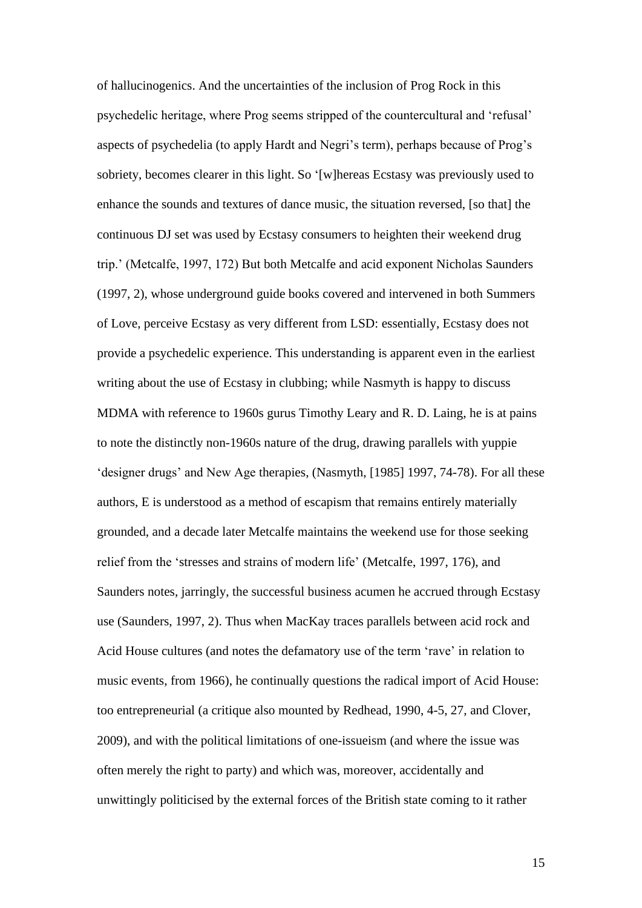of hallucinogenics. And the uncertainties of the inclusion of Prog Rock in this psychedelic heritage, where Prog seems stripped of the countercultural and 'refusal' aspects of psychedelia (to apply Hardt and Negri's term), perhaps because of Prog's sobriety, becomes clearer in this light. So '[w]hereas Ecstasy was previously used to enhance the sounds and textures of dance music, the situation reversed, [so that] the continuous DJ set was used by Ecstasy consumers to heighten their weekend drug trip.' (Metcalfe, 1997, 172) But both Metcalfe and acid exponent Nicholas Saunders (1997, 2), whose underground guide books covered and intervened in both Summers of Love, perceive Ecstasy as very different from LSD: essentially, Ecstasy does not provide a psychedelic experience. This understanding is apparent even in the earliest writing about the use of Ecstasy in clubbing; while Nasmyth is happy to discuss MDMA with reference to 1960s gurus Timothy Leary and R. D. Laing, he is at pains to note the distinctly non-1960s nature of the drug, drawing parallels with yuppie 'designer drugs' and New Age therapies, (Nasmyth, [1985] 1997, 74-78). For all these authors, E is understood as a method of escapism that remains entirely materially grounded, and a decade later Metcalfe maintains the weekend use for those seeking relief from the 'stresses and strains of modern life' (Metcalfe, 1997, 176), and Saunders notes, jarringly, the successful business acumen he accrued through Ecstasy use (Saunders, 1997, 2). Thus when MacKay traces parallels between acid rock and Acid House cultures (and notes the defamatory use of the term 'rave' in relation to music events, from 1966), he continually questions the radical import of Acid House: too entrepreneurial (a critique also mounted by Redhead, 1990, 4-5, 27, and Clover, 2009), and with the political limitations of one-issueism (and where the issue was often merely the right to party) and which was, moreover, accidentally and unwittingly politicised by the external forces of the British state coming to it rather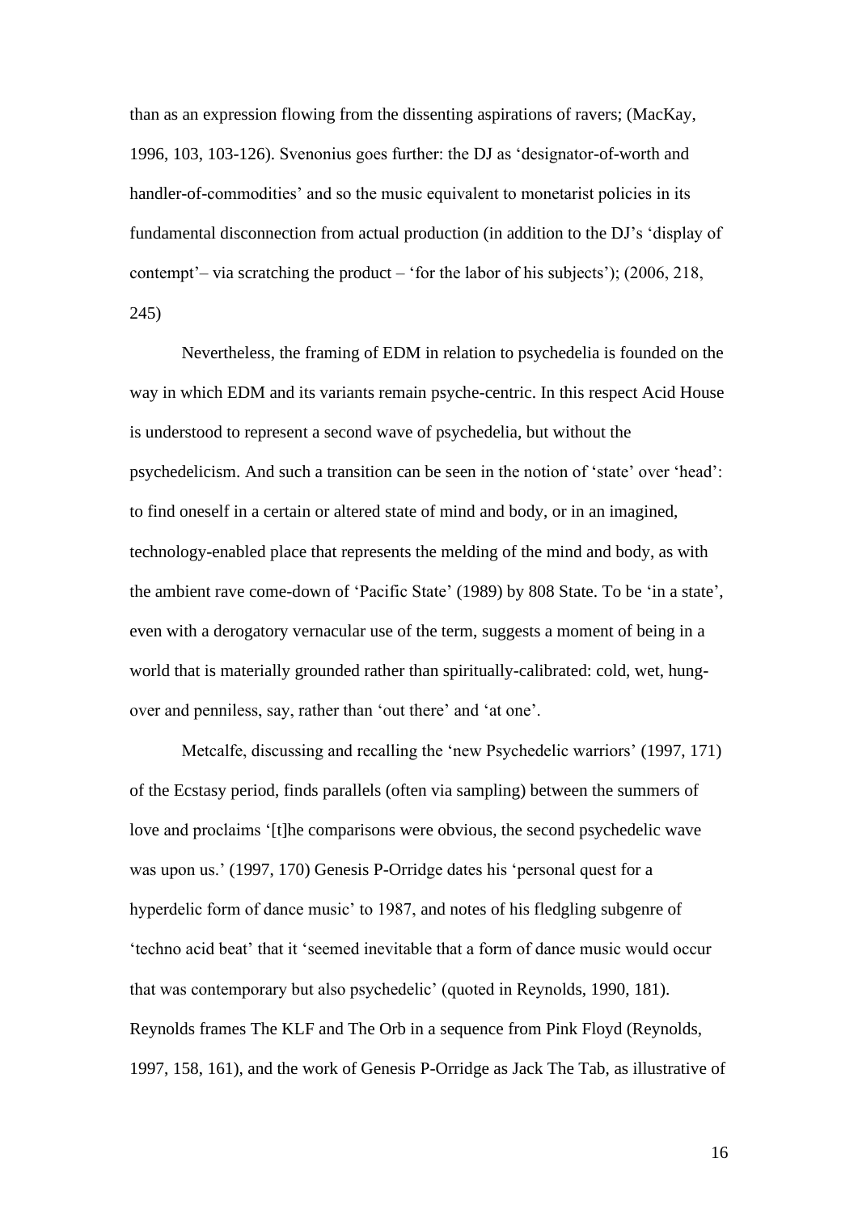than as an expression flowing from the dissenting aspirations of ravers; (MacKay, 1996, 103, 103-126). Svenonius goes further: the DJ as 'designator-of-worth and handler-of-commodities' and so the music equivalent to monetarist policies in its fundamental disconnection from actual production (in addition to the DJ's 'display of contempt'– via scratching the product – 'for the labor of his subjects'); (2006, 218, 245)

Nevertheless, the framing of EDM in relation to psychedelia is founded on the way in which EDM and its variants remain psyche-centric. In this respect Acid House is understood to represent a second wave of psychedelia, but without the psychedelicism. And such a transition can be seen in the notion of 'state' over 'head': to find oneself in a certain or altered state of mind and body, or in an imagined, technology-enabled place that represents the melding of the mind and body, as with the ambient rave come-down of 'Pacific State' (1989) by 808 State. To be 'in a state', even with a derogatory vernacular use of the term, suggests a moment of being in a world that is materially grounded rather than spiritually-calibrated: cold, wet, hung-over and penniless, say, rather than 'out there' and 'at one'.

Metcalfe, discussing and recalling the 'new Psychedelic warriors' (1997, 171) of the Ecstasy period, finds parallels (often via sampling) between the summers of love and proclaims '[t]he comparisons were obvious, the second psychedelic wave was upon us.' (1997, 170) Genesis P-Orridge dates his 'personal quest for a hyperdelic form of dance music' to 1987, and notes of his fledgling subgenre of 'techno acid beat' that it 'seemed inevitable that a form of dance music would occur that was contemporary but also psychedelic' (quoted in Reynolds, 1990, 181). Reynolds frames The KLF and The Orb in a sequence from Pink Floyd (Reynolds, 1997, 158, 161), and the work of Genesis P-Orridge as Jack The Tab, as illustrative of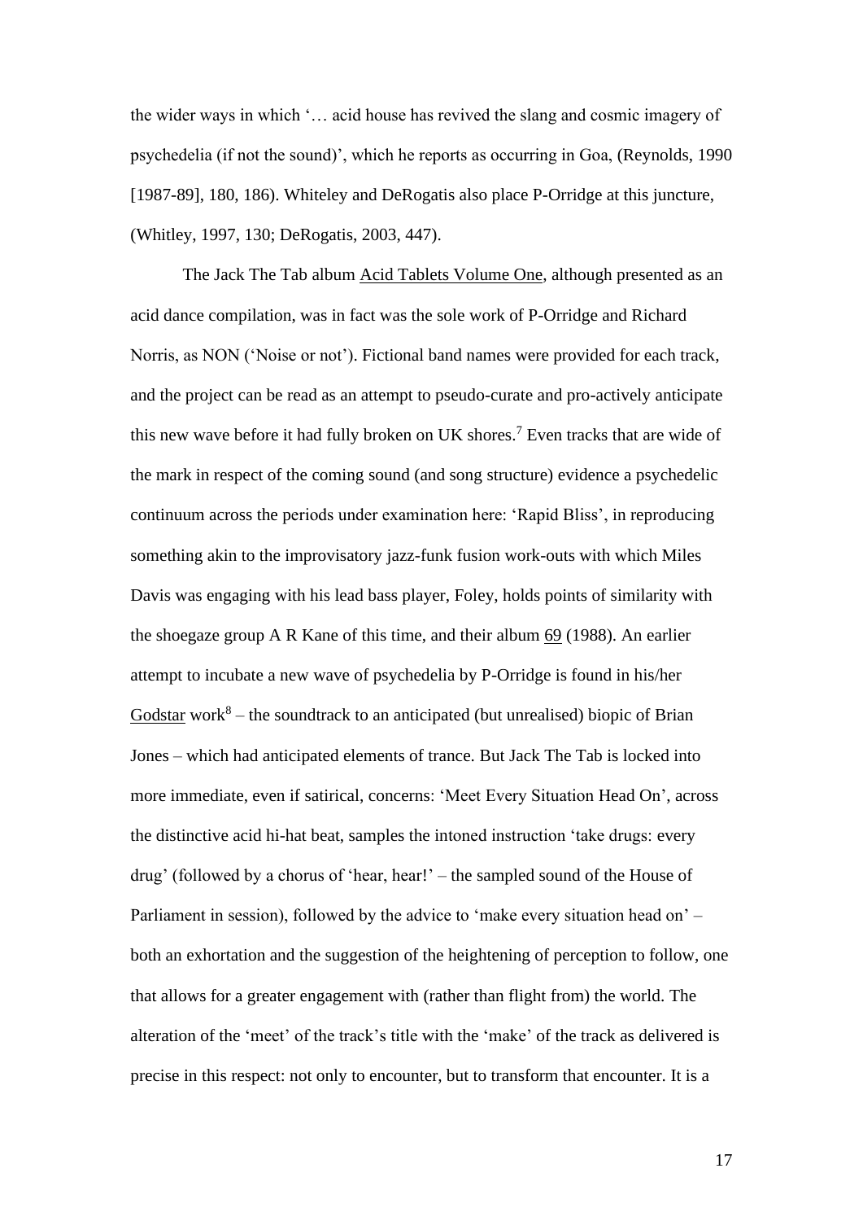the wider ways in which '… acid house has revived the slang and cosmic imagery of psychedelia (if not the sound)', which he reports as occurring in Goa, (Reynolds, 1990 [1987-89], 180, 186). Whiteley and DeRogatis also place P-Orridge at this juncture, (Whitley, 1997, 130; DeRogatis, 2003, 447).

The Jack The Tab album Acid Tablets Volume One, although presented as an acid dance compilation, was in fact was the sole work of P-Orridge and Richard Norris, as NON ('Noise or not'). Fictional band names were provided for each track, and the project can be read as an attempt to pseudo-curate and pro-actively anticipate this new wave before it had fully broken on UK shores.[7] Even tracks that are wide of the mark in respect of the coming sound (and song structure) evidence a psychedelic continuum across the periods under examination here: 'Rapid Bliss', in reproducing something akin to the improvisatory jazz-funk fusion work-outs with which Miles Davis was engaging with his lead bass player, Foley, holds points of similarity with the shoegaze group A R Kane of this time, and their album 69 (1988). An earlier attempt to incubate a new wave of psychedelia by P-Orridge is found in his/her Godstar work[8] – the soundtrack to an anticipated (but unrealised) biopic of Brian Jones – which had anticipated elements of trance. But Jack The Tab is locked into more immediate, even if satirical, concerns: 'Meet Every Situation Head On', across the distinctive acid hi-hat beat, samples the intoned instruction 'take drugs: every drug' (followed by a chorus of 'hear, hear!' – the sampled sound of the House of Parliament in session), followed by the advice to 'make every situation head on' – both an exhortation and the suggestion of the heightening of perception to follow, one that allows for a greater engagement with (rather than flight from) the world. The alteration of the 'meet' of the track's title with the 'make' of the track as delivered is precise in this respect: not only to encounter, but to transform that encounter. It is a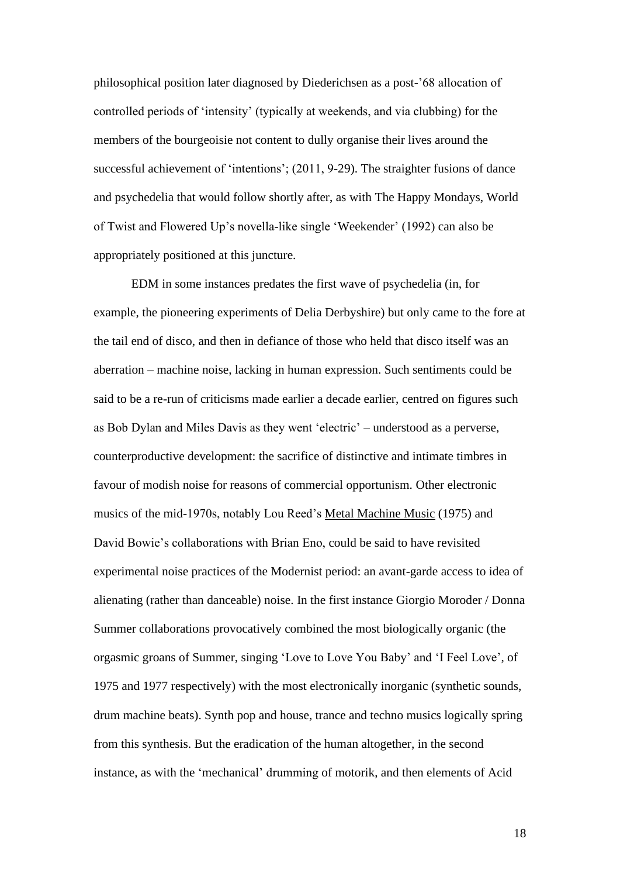philosophical position later diagnosed by Diederichsen as a post-'68 allocation of controlled periods of 'intensity' (typically at weekends, and via clubbing) for the members of the bourgeoisie not content to dully organise their lives around the successful achievement of 'intentions'; (2011, 9-29). The straighter fusions of dance and psychedelia that would follow shortly after, as with The Happy Mondays, World of Twist and Flowered Up's novella-like single 'Weekender' (1992) can also be appropriately positioned at this juncture.

EDM in some instances predates the first wave of psychedelia (in, for example, the pioneering experiments of Delia Derbyshire) but only came to the fore at the tail end of disco, and then in defiance of those who held that disco itself was an aberration – machine noise, lacking in human expression. Such sentiments could be said to be a re-run of criticisms made earlier a decade earlier, centred on figures such as Bob Dylan and Miles Davis as they went 'electric' – understood as a perverse, counterproductive development: the sacrifice of distinctive and intimate timbres in favour of modish noise for reasons of commercial opportunism. Other electronic musics of the mid-1970s, notably Lou Reed's Metal Machine Music (1975) and David Bowie's collaborations with Brian Eno, could be said to have revisited experimental noise practices of the Modernist period: an avant-garde access to idea of alienating (rather than danceable) noise. In the first instance Giorgio Moroder / Donna Summer collaborations provocatively combined the most biologically organic (the orgasmic groans of Summer, singing 'Love to Love You Baby' and 'I Feel Love', of 1975 and 1977 respectively) with the most electronically inorganic (synthetic sounds, drum machine beats). Synth pop and house, trance and techno musics logically spring from this synthesis. But the eradication of the human altogether, in the second instance, as with the 'mechanical' drumming of motorik, and then elements of Acid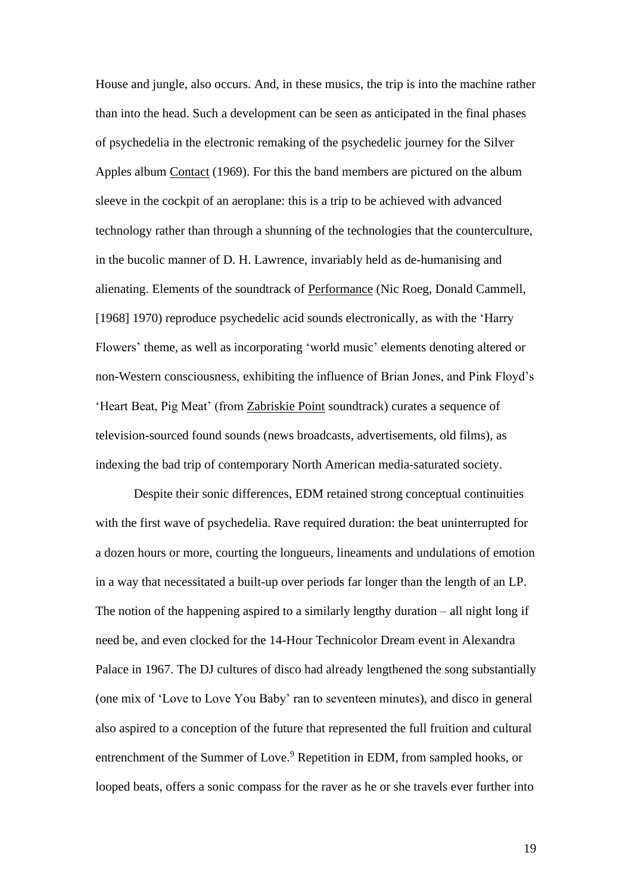House and jungle, also occurs. And, in these musics, the trip is into the machine rather than into the head. Such a development can be seen as anticipated in the final phases of psychedelia in the electronic remaking of the psychedelic journey for the Silver Apples album Contact (1969). For this the band members are pictured on the album sleeve in the cockpit of an aeroplane: this is a trip to be achieved with advanced technology rather than through a shunning of the technologies that the counterculture, in the bucolic manner of D. H. Lawrence, invariably held as de-humanising and alienating. Elements of the soundtrack of Performance (Nic Roeg, Donald Cammell, [1968] 1970) reproduce psychedelic acid sounds electronically, as with the 'Harry Flowers' theme, as well as incorporating 'world music' elements denoting altered or non-Western consciousness, exhibiting the influence of Brian Jones, and Pink Floyd's 'Heart Beat, Pig Meat' (from Zabriskie Point soundtrack) curates a sequence of television-sourced found sounds (news broadcasts, advertisements, old films), as indexing the bad trip of contemporary North American media-saturated society.

Despite their sonic differences, EDM retained strong conceptual continuities with the first wave of psychedelia. Rave required duration: the beat uninterrupted for a dozen hours or more, courting the longueurs, lineaments and undulations of emotion in a way that necessitated a built-up over periods far longer than the length of an LP. The notion of the happening aspired to a similarly lengthy duration – all night long if need be, and even clocked for the 14-Hour Technicolor Dream event in Alexandra Palace in 1967. The DJ cultures of disco had already lengthened the song substantially (one mix of 'Love to Love You Baby' ran to seventeen minutes), and disco in general also aspired to a conception of the future that represented the full fruition and cultural entrenchment of the Summer of Love.[9] Repetition in EDM, from sampled hooks, or looped beats, offers a sonic compass for the raver as he or she travels ever further into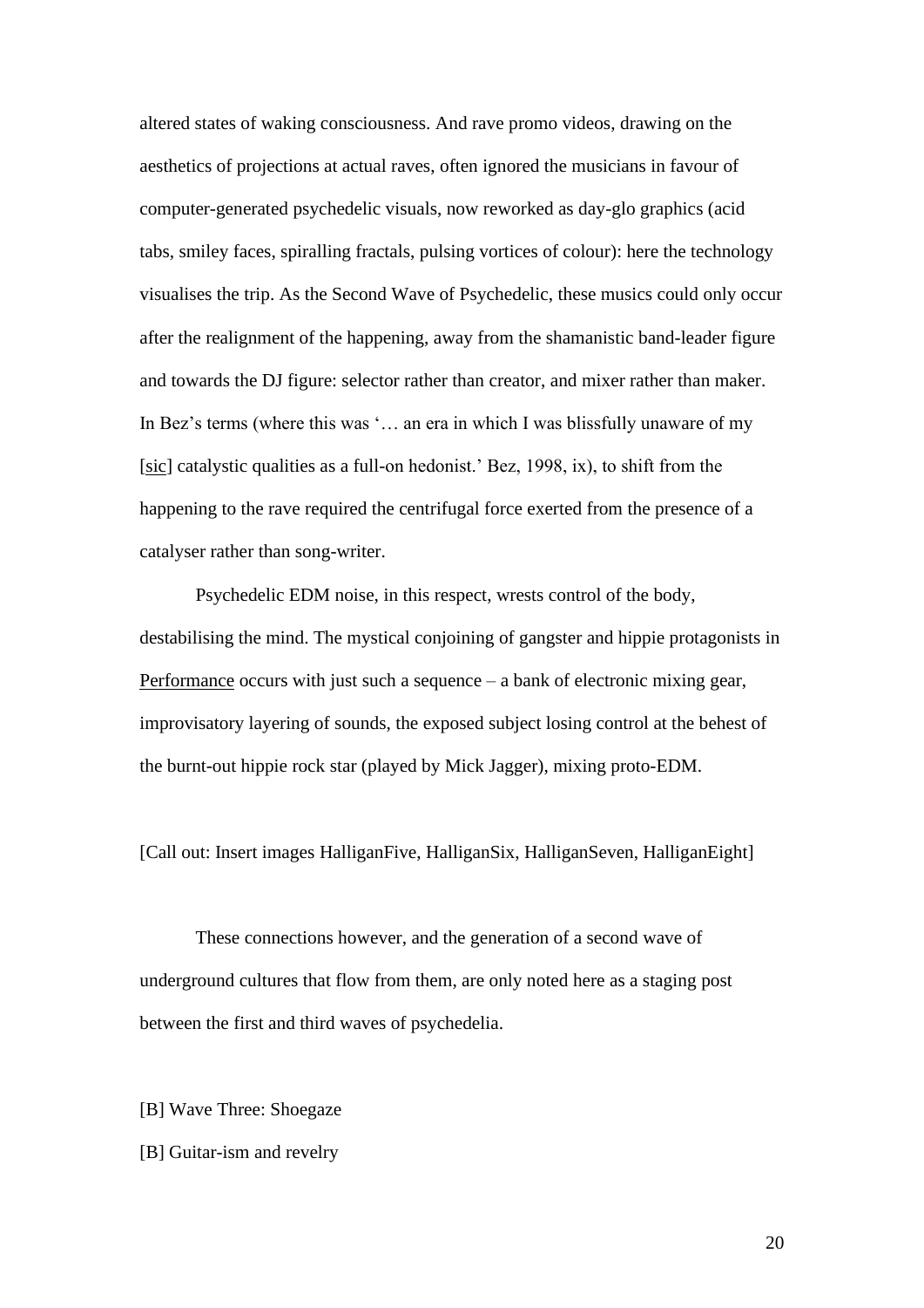altered states of waking consciousness. And rave promo videos, drawing on the aesthetics of projections at actual raves, often ignored the musicians in favour of computer-generated psychedelic visuals, now reworked as day-glo graphics (acid tabs, smiley faces, spiralling fractals, pulsing vortices of colour): here the technology visualises the trip. As the Second Wave of Psychedelic, these musics could only occur after the realignment of the happening, away from the shamanistic band-leader figure and towards the DJ figure: selector rather than creator, and mixer rather than maker. In Bez's terms (where this was '… an era in which I was blissfully unaware of my [sic] catalystic qualities as a full-on hedonist.' Bez, 1998, ix), to shift from the happening to the rave required the centrifugal force exerted from the presence of a catalyser rather than song-writer.

Psychedelic EDM noise, in this respect, wrests control of the body, destabilising the mind. The mystical conjoining of gangster and hippie protagonists in Performance occurs with just such a sequence – a bank of electronic mixing gear, improvisatory layering of sounds, the exposed subject losing control at the behest of the burnt-out hippie rock star (played by Mick Jagger), mixing proto-EDM.

[Call out: Insert images HalliganFive, HalliganSix, HalliganSeven, HalliganEight]

These connections however, and the generation of a second wave of underground cultures that flow from them, are only noted here as a staging post between the first and third waves of psychedelia.

## [B] Wave Three: Shoegaze

## [B] Guitar-ism and revelry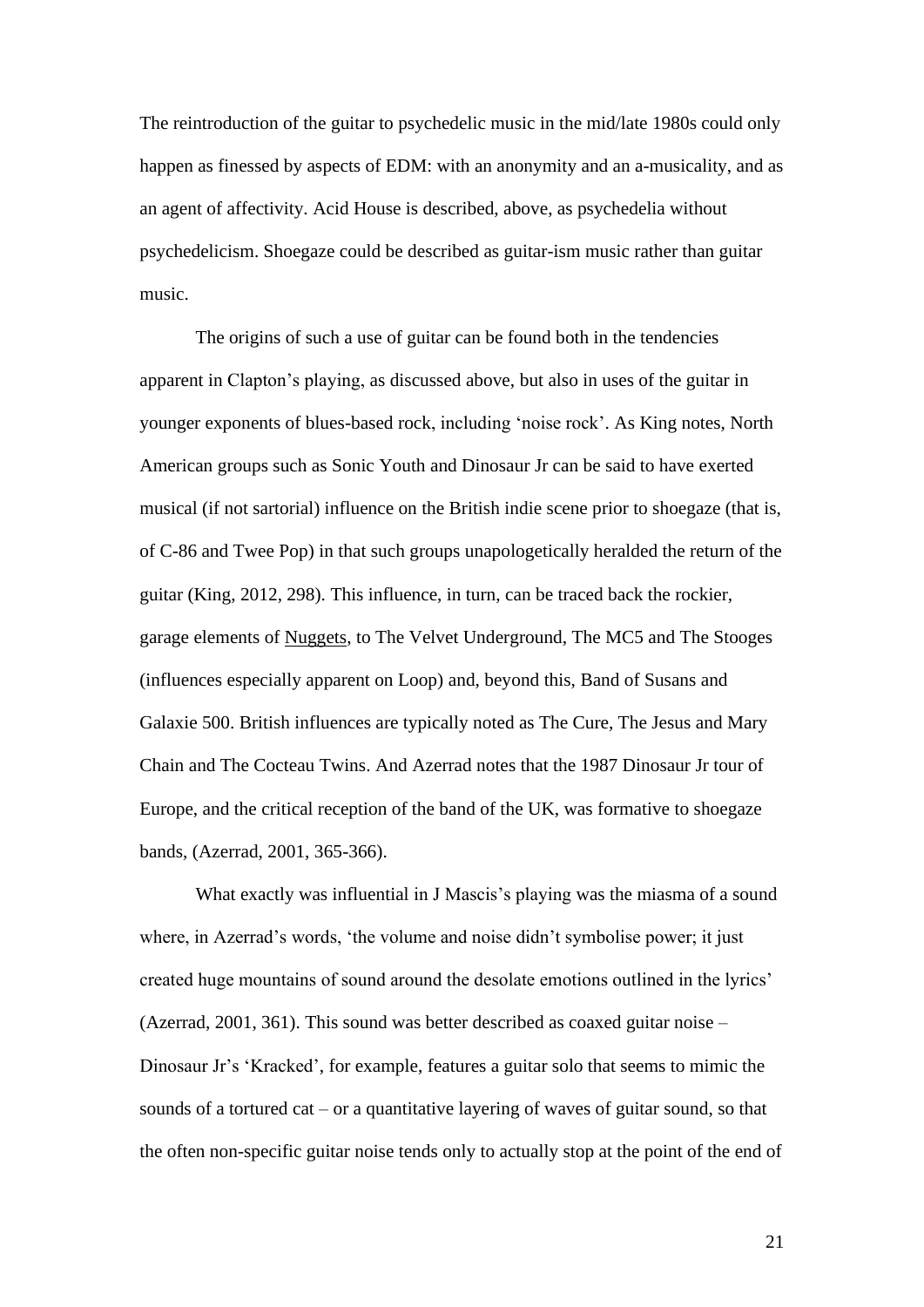The reintroduction of the guitar to psychedelic music in the mid/late 1980s could only happen as finessed by aspects of EDM: with an anonymity and an a-musicality, and as an agent of affectivity. Acid House is described, above, as psychedelia without psychedelicism. Shoegaze could be described as guitar-ism music rather than guitar music.

The origins of such a use of guitar can be found both in the tendencies apparent in Clapton's playing, as discussed above, but also in uses of the guitar in younger exponents of blues-based rock, including 'noise rock'. As King notes, North American groups such as Sonic Youth and Dinosaur Jr can be said to have exerted musical (if not sartorial) influence on the British indie scene prior to shoegaze (that is, of C-86 and Twee Pop) in that such groups unapologetically heralded the return of the guitar (King, 2012, 298). This influence, in turn, can be traced back the rockier, garage elements of <u>Nuggets</u>, to The Velvet Underground, The MC5 and The Stooges (influences especially apparent on Loop) and, beyond this, Band of Susans and Galaxie 500. British influences are typically noted as The Cure, The Jesus and Mary Chain and The Cocteau Twins. And Azerrad notes that the 1987 Dinosaur Jr tour of Europe, and the critical reception of the band of the UK, was formative to shoegaze bands, (Azerrad, 2001, 365-366).

What exactly was influential in J Mascis's playing was the miasma of a sound where, in Azerrad's words, 'the volume and noise didn't symbolise power; it just created huge mountains of sound around the desolate emotions outlined in the lyrics' (Azerrad, 2001, 361). This sound was better described as coaxed guitar noise – Dinosaur Jr's 'Kracked', for example, features a guitar solo that seems to mimic the sounds of a tortured cat – or a quantitative layering of waves of guitar sound, so that the often non-specific guitar noise tends only to actually stop at the point of the end of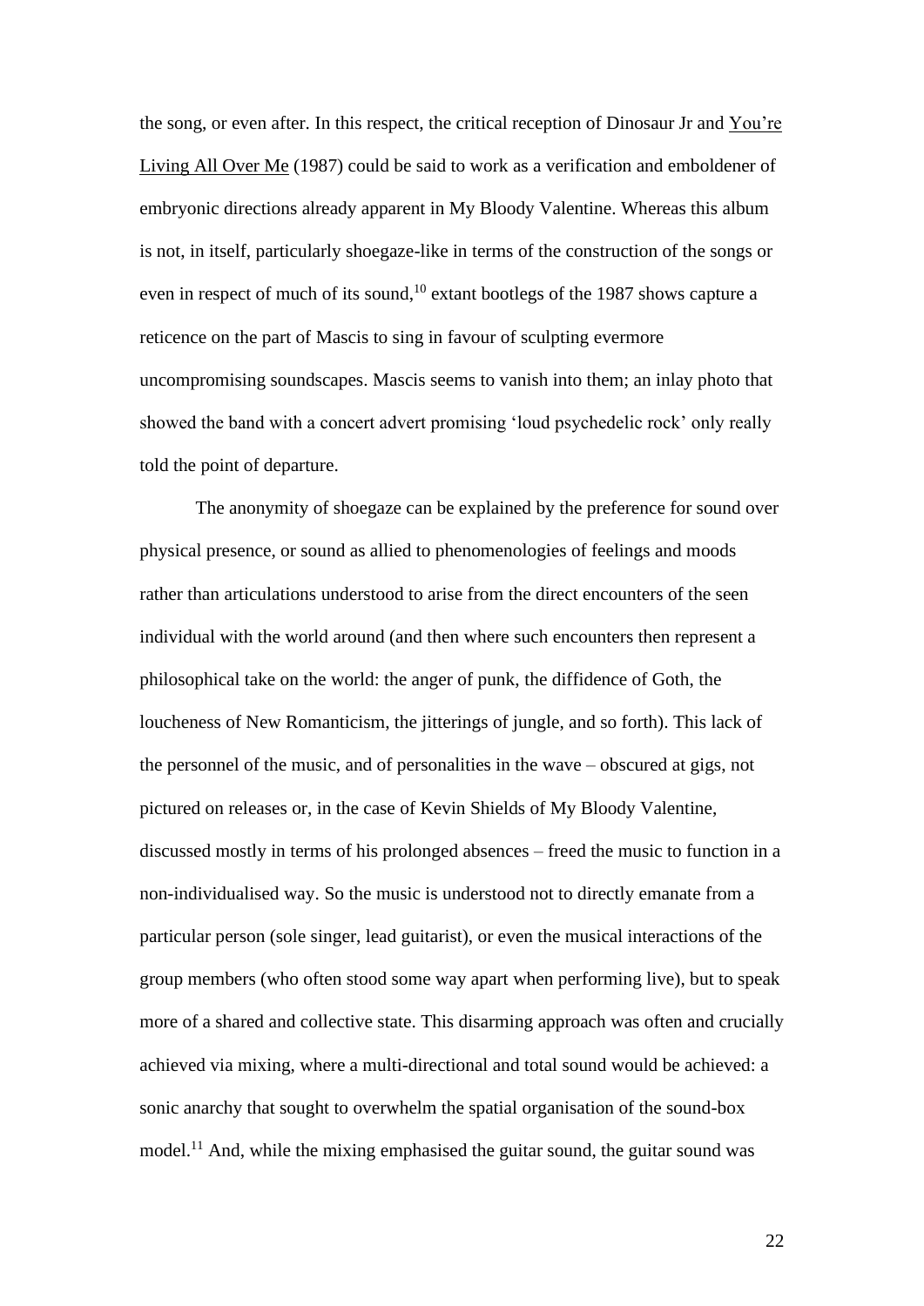the song, or even after. In this respect, the critical reception of Dinosaur Jr and <u>You're Living All Over Me</u> (1987) could be said to work as a verification and emboldener of embryonic directions already apparent in My Bloody Valentine. Whereas this album is not, in itself, particularly shoegaze-like in terms of the construction of the songs or even in respect of much of its sound,[10] extant bootlegs of the 1987 shows capture a reticence on the part of Mascis to sing in favour of sculpting evermore uncompromising soundscapes. Mascis seems to vanish into them; an inlay photo that showed the band with a concert advert promising 'loud psychedelic rock' only really told the point of departure.

The anonymity of shoegaze can be explained by the preference for sound over physical presence, or sound as allied to phenomenologies of feelings and moods rather than articulations understood to arise from the direct encounters of the seen individual with the world around (and then where such encounters then represent a philosophical take on the world: the anger of punk, the diffidence of Goth, the loucheness of New Romanticism, the jitterings of jungle, and so forth). This lack of the personnel of the music, and of personalities in the wave – obscured at gigs, not pictured on releases or, in the case of Kevin Shields of My Bloody Valentine, discussed mostly in terms of his prolonged absences – freed the music to function in a non-individualised way. So the music is understood not to directly emanate from a particular person (sole singer, lead guitarist), or even the musical interactions of the group members (who often stood some way apart when performing live), but to speak more of a shared and collective state. This disarming approach was often and crucially achieved via mixing, where a multi-directional and total sound would be achieved: a sonic anarchy that sought to overwhelm the spatial organisation of the sound-box model.[11] And, while the mixing emphasised the guitar sound, the guitar sound was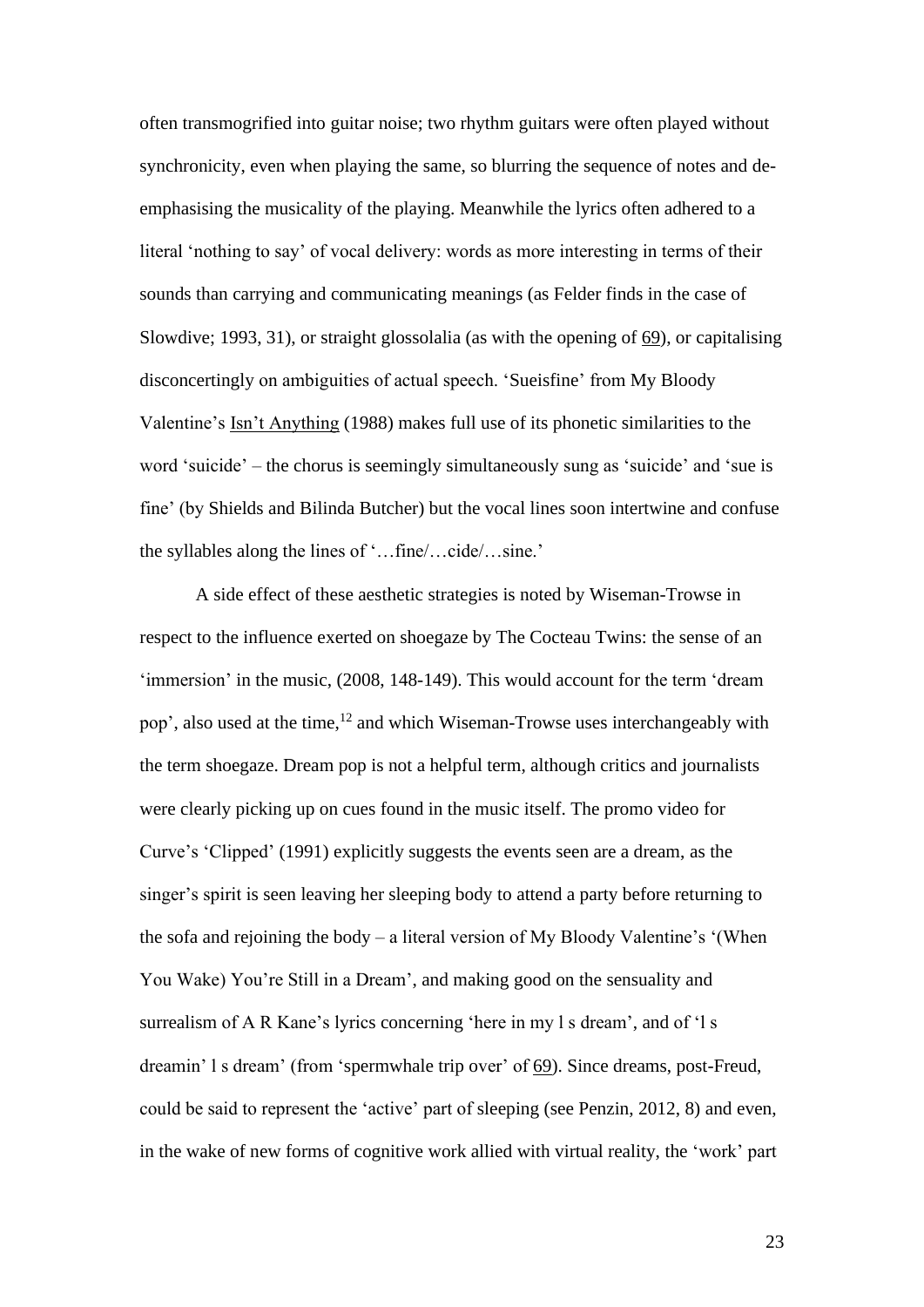often transmogrified into guitar noise; two rhythm guitars were often played without synchronicity, even when playing the same, so blurring the sequence of notes and de-emphasising the musicality of the playing. Meanwhile the lyrics often adhered to a literal 'nothing to say' of vocal delivery: words as more interesting in terms of their sounds than carrying and communicating meanings (as Felder finds in the case of Slowdive; 1993, 31), or straight glossolalia (as with the opening of 69), or capitalising disconcertingly on ambiguities of actual speech. 'Sueisfine' from My Bloody Valentine's Isn't Anything (1988) makes full use of its phonetic similarities to the word 'suicide' – the chorus is seemingly simultaneously sung as 'suicide' and 'sue is fine' (by Shields and Bilinda Butcher) but the vocal lines soon intertwine and confuse the syllables along the lines of '…fine/…cide/…sine.'

A side effect of these aesthetic strategies is noted by Wiseman-Trowse in respect to the influence exerted on shoegaze by The Cocteau Twins: the sense of an 'immersion' in the music, (2008, 148-149). This would account for the term 'dream pop', also used at the time,[12] and which Wiseman-Trowse uses interchangeably with the term shoegaze. Dream pop is not a helpful term, although critics and journalists were clearly picking up on cues found in the music itself. The promo video for Curve's 'Clipped' (1991) explicitly suggests the events seen are a dream, as the singer's spirit is seen leaving her sleeping body to attend a party before returning to the sofa and rejoining the body – a literal version of My Bloody Valentine's '(When You Wake) You're Still in a Dream', and making good on the sensuality and surrealism of A R Kane's lyrics concerning 'here in my l s dream', and of 'l s dreamin' l s dream' (from 'spermwhale trip over' of 69). Since dreams, post-Freud, could be said to represent the 'active' part of sleeping (see Penzin, 2012, 8) and even, in the wake of new forms of cognitive work allied with virtual reality, the 'work' part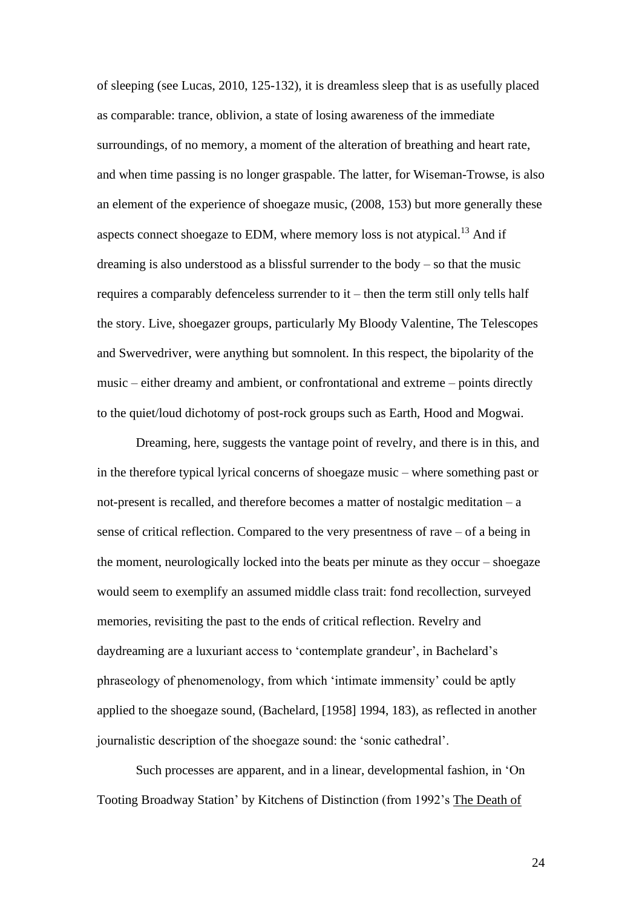of sleeping (see Lucas, 2010, 125-132), it is dreamless sleep that is as usefully placed as comparable: trance, oblivion, a state of losing awareness of the immediate surroundings, of no memory, a moment of the alteration of breathing and heart rate, and when time passing is no longer graspable. The latter, for Wiseman-Trowse, is also an element of the experience of shoegaze music, (2008, 153) but more generally these aspects connect shoegaze to EDM, where memory loss is not atypical.[13] And if dreaming is also understood as a blissful surrender to the body – so that the music requires a comparably defenceless surrender to it – then the term still only tells half the story. Live, shoegazer groups, particularly My Bloody Valentine, The Telescopes and Swervedriver, were anything but somnolent. In this respect, the bipolarity of the music – either dreamy and ambient, or confrontational and extreme – points directly to the quiet/loud dichotomy of post-rock groups such as Earth, Hood and Mogwai.

Dreaming, here, suggests the vantage point of revelry, and there is in this, and in the therefore typical lyrical concerns of shoegaze music – where something past or not-present is recalled, and therefore becomes a matter of nostalgic meditation – a sense of critical reflection. Compared to the very presentness of rave – of a being in the moment, neurologically locked into the beats per minute as they occur – shoegaze would seem to exemplify an assumed middle class trait: fond recollection, surveyed memories, revisiting the past to the ends of critical reflection. Revelry and daydreaming are a luxuriant access to 'contemplate grandeur', in Bachelard's phraseology of phenomenology, from which 'intimate immensity' could be aptly applied to the shoegaze sound, (Bachelard, [1958] 1994, 183), as reflected in another journalistic description of the shoegaze sound: the 'sonic cathedral'.

Such processes are apparent, and in a linear, developmental fashion, in 'On Tooting Broadway Station' by Kitchens of Distinction (from 1992's <u>The Death of</u>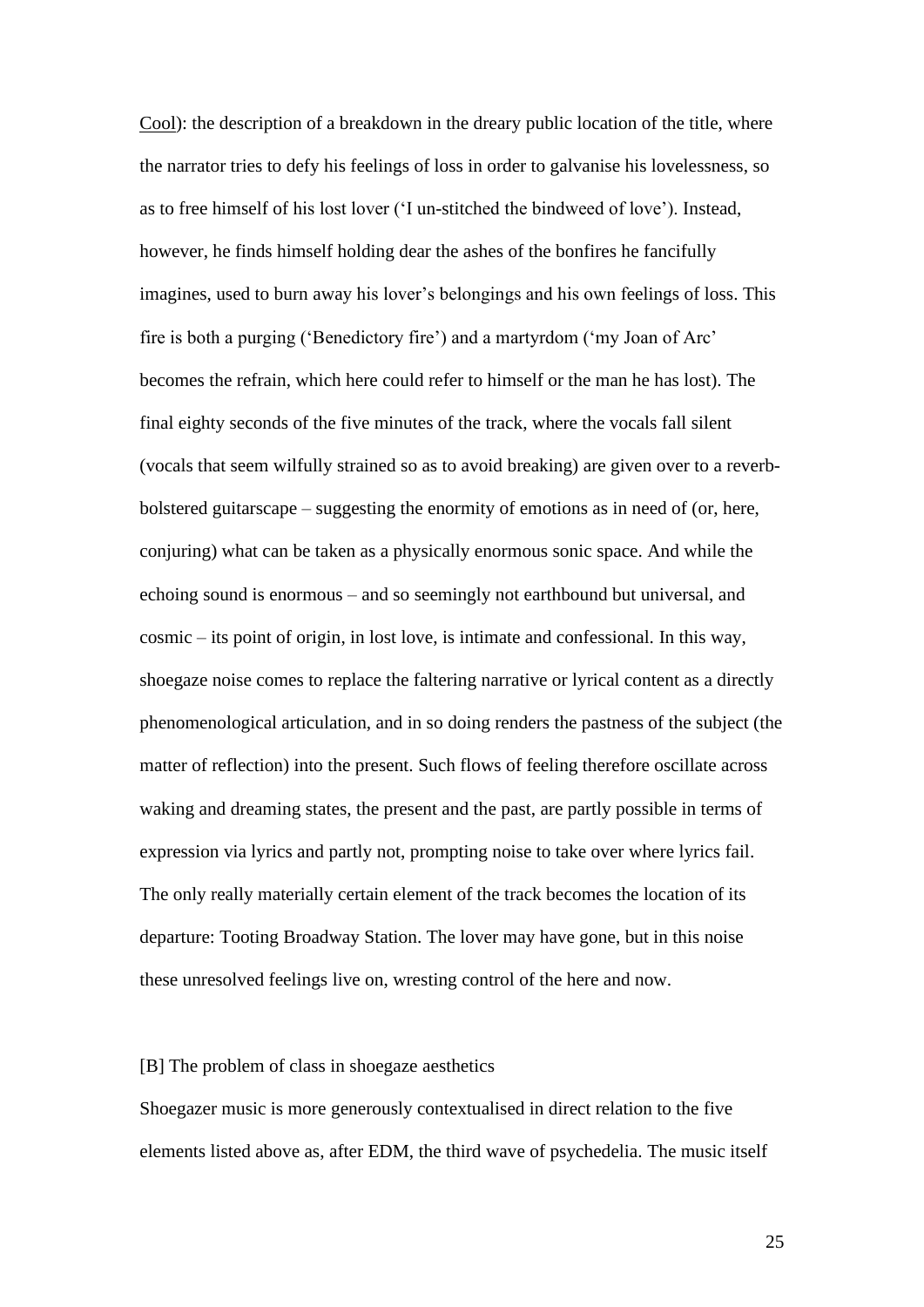Cool): the description of a breakdown in the dreary public location of the title, where the narrator tries to defy his feelings of loss in order to galvanise his lovelessness, so as to free himself of his lost lover ('I un-stitched the bindweed of love'). Instead, however, he finds himself holding dear the ashes of the bonfires he fancifully imagines, used to burn away his lover's belongings and his own feelings of loss. This fire is both a purging ('Benedictory fire') and a martyrdom ('my Joan of Arc' becomes the refrain, which here could refer to himself or the man he has lost). The final eighty seconds of the five minutes of the track, where the vocals fall silent (vocals that seem wilfully strained so as to avoid breaking) are given over to a reverb-bolstered guitarscape – suggesting the enormity of emotions as in need of (or, here, conjuring) what can be taken as a physically enormous sonic space. And while the echoing sound is enormous – and so seemingly not earthbound but universal, and cosmic – its point of origin, in lost love, is intimate and confessional. In this way, shoegaze noise comes to replace the faltering narrative or lyrical content as a directly phenomenological articulation, and in so doing renders the pastness of the subject (the matter of reflection) into the present. Such flows of feeling therefore oscillate across waking and dreaming states, the present and the past, are partly possible in terms of expression via lyrics and partly not, prompting noise to take over where lyrics fail. The only really materially certain element of the track becomes the location of its departure: Tooting Broadway Station. The lover may have gone, but in this noise these unresolved feelings live on, wresting control of the here and now.

[B] The problem of class in shoegaze aesthetics

Shoegazer music is more generously contextualised in direct relation to the five elements listed above as, after EDM, the third wave of psychedelia. The music itself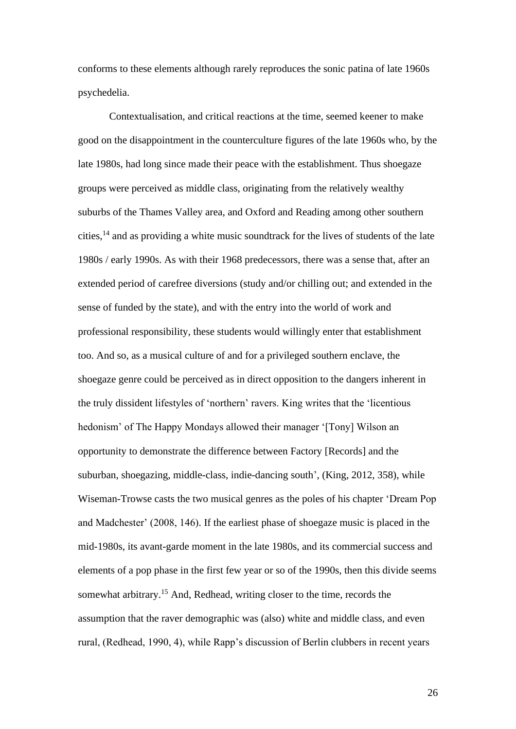conforms to these elements although rarely reproduces the sonic patina of late 1960s psychedelia.

Contextualisation, and critical reactions at the time, seemed keener to make good on the disappointment in the counterculture figures of the late 1960s who, by the late 1980s, had long since made their peace with the establishment. Thus shoegaze groups were perceived as middle class, originating from the relatively wealthy suburbs of the Thames Valley area, and Oxford and Reading among other southern cities,[14] and as providing a white music soundtrack for the lives of students of the late 1980s / early 1990s. As with their 1968 predecessors, there was a sense that, after an extended period of carefree diversions (study and/or chilling out; and extended in the sense of funded by the state), and with the entry into the world of work and professional responsibility, these students would willingly enter that establishment too. And so, as a musical culture of and for a privileged southern enclave, the shoegaze genre could be perceived as in direct opposition to the dangers inherent in the truly dissident lifestyles of 'northern' ravers. King writes that the 'licentious hedonism' of The Happy Mondays allowed their manager '[Tony] Wilson an opportunity to demonstrate the difference between Factory [Records] and the suburban, shoegazing, middle-class, indie-dancing south', (King, 2012, 358), while Wiseman-Trowse casts the two musical genres as the poles of his chapter 'Dream Pop and Madchester' (2008, 146). If the earliest phase of shoegaze music is placed in the mid-1980s, its avant-garde moment in the late 1980s, and its commercial success and elements of a pop phase in the first few year or so of the 1990s, then this divide seems somewhat arbitrary.[15] And, Redhead, writing closer to the time, records the assumption that the raver demographic was (also) white and middle class, and even rural, (Redhead, 1990, 4), while Rapp's discussion of Berlin clubbers in recent years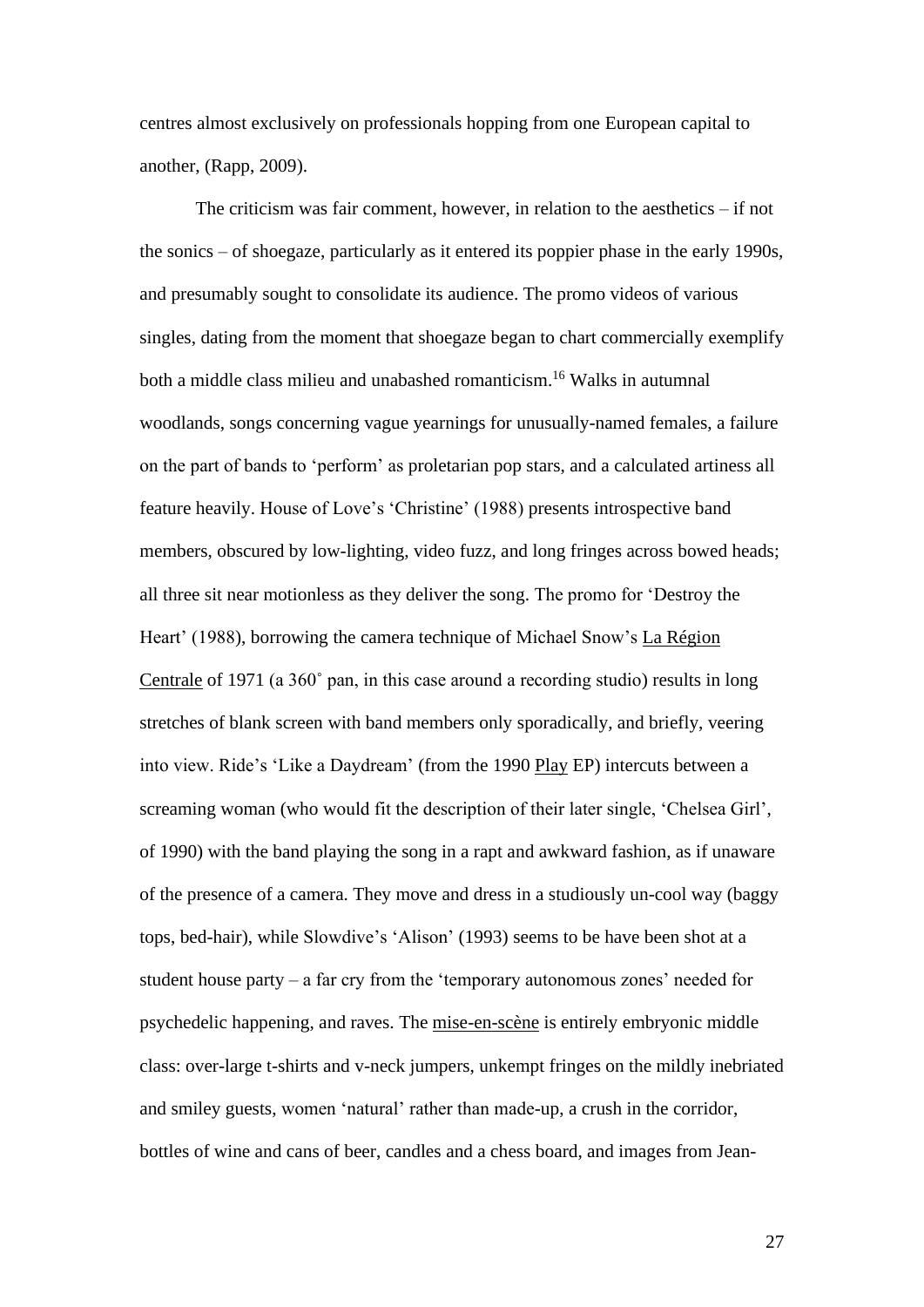centres almost exclusively on professionals hopping from one European capital to another, (Rapp, 2009).

The criticism was fair comment, however, in relation to the aesthetics – if not the sonics – of shoegaze, particularly as it entered its poppier phase in the early 1990s, and presumably sought to consolidate its audience. The promo videos of various singles, dating from the moment that shoegaze began to chart commercially exemplify both a middle class milieu and unabashed romanticism.[16] Walks in autumnal woodlands, songs concerning vague yearnings for unusually-named females, a failure on the part of bands to 'perform' as proletarian pop stars, and a calculated artiness all feature heavily. House of Love's 'Christine' (1988) presents introspective band members, obscured by low-lighting, video fuzz, and long fringes across bowed heads; all three sit near motionless as they deliver the song. The promo for 'Destroy the Heart' (1988), borrowing the camera technique of Michael Snow's La Région Centrale of 1971 (a 360˚ pan, in this case around a recording studio) results in long stretches of blank screen with band members only sporadically, and briefly, veering into view. Ride's 'Like a Daydream' (from the 1990 Play EP) intercuts between a screaming woman (who would fit the description of their later single, 'Chelsea Girl', of 1990) with the band playing the song in a rapt and awkward fashion, as if unaware of the presence of a camera. They move and dress in a studiously un-cool way (baggy tops, bed-hair), while Slowdive's 'Alison' (1993) seems to be have been shot at a student house party – a far cry from the 'temporary autonomous zones' needed for psychedelic happening, and raves. The mise-en-scène is entirely embryonic middle class: over-large t-shirts and v-neck jumpers, unkempt fringes on the mildly inebriated and smiley guests, women 'natural' rather than made-up, a crush in the corridor, bottles of wine and cans of beer, candles and a chess board, and images from Jean-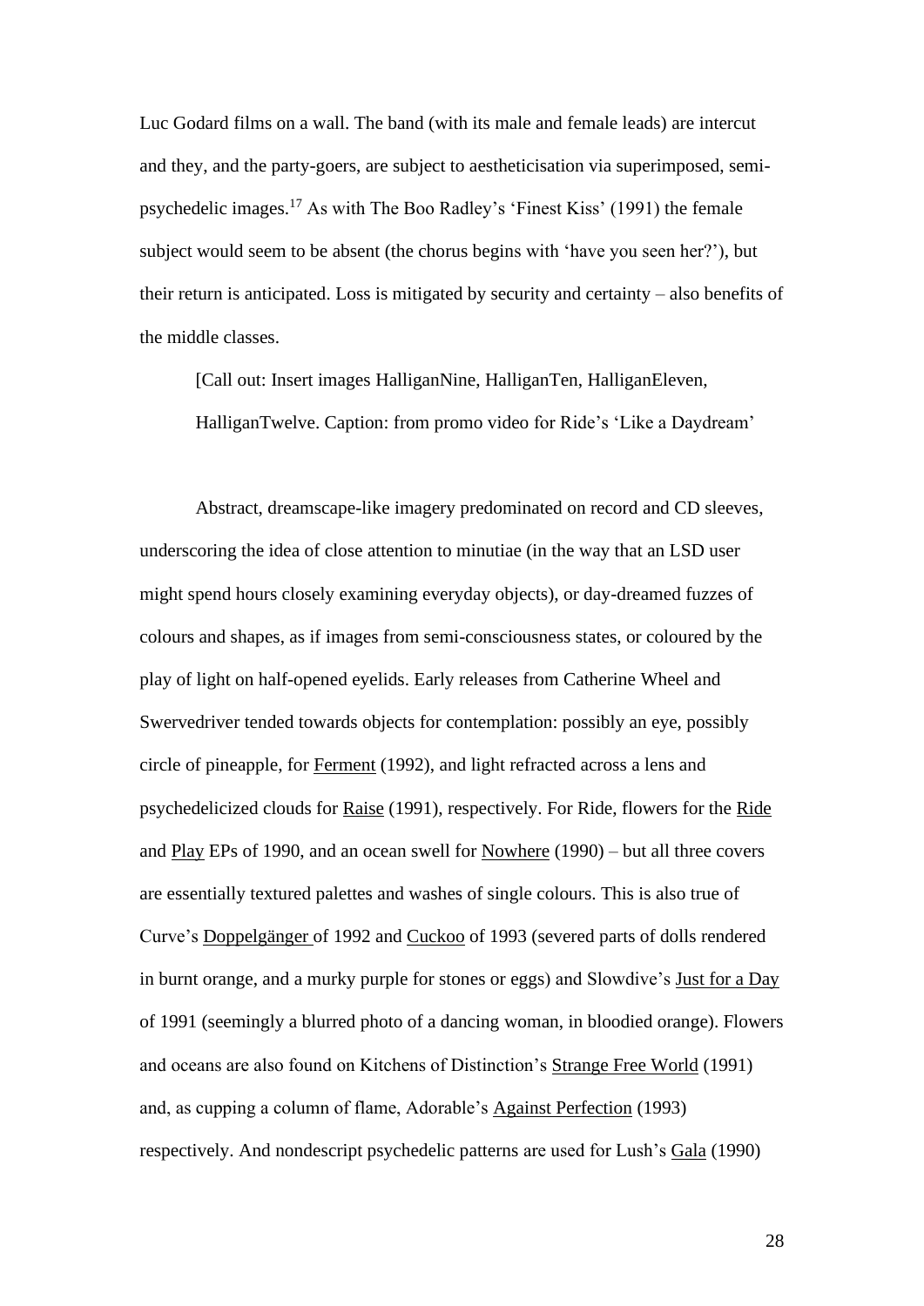Luc Godard films on a wall. The band (with its male and female leads) are intercut and they, and the party-goers, are subject to aestheticisation via superimposed, semi-psychedelic images.[17] As with The Boo Radley's 'Finest Kiss' (1991) the female subject would seem to be absent (the chorus begins with 'have you seen her?'), but their return is anticipated. Loss is mitigated by security and certainty – also benefits of the middle classes.

[Call out: Insert images HalliganNine, HalliganTen, HalliganEleven, HalliganTwelve. Caption: from promo video for Ride's 'Like a Daydream'

Abstract, dreamscape-like imagery predominated on record and CD sleeves, underscoring the idea of close attention to minutiae (in the way that an LSD user might spend hours closely examining everyday objects), or day-dreamed fuzzes of colours and shapes, as if images from semi-consciousness states, or coloured by the play of light on half-opened eyelids. Early releases from Catherine Wheel and Swervedriver tended towards objects for contemplation: possibly an eye, possibly circle of pineapple, for Ferment (1992), and light refracted across a lens and psychedelicized clouds for Raise (1991), respectively. For Ride, flowers for the Ride and Play EPs of 1990, and an ocean swell for Nowhere (1990) – but all three covers are essentially textured palettes and washes of single colours. This is also true of Curve's Doppelgänger of 1992 and Cuckoo of 1993 (severed parts of dolls rendered in burnt orange, and a murky purple for stones or eggs) and Slowdive's Just for a Day of 1991 (seemingly a blurred photo of a dancing woman, in bloodied orange). Flowers and oceans are also found on Kitchens of Distinction's Strange Free World (1991) and, as cupping a column of flame, Adorable's Against Perfection (1993) respectively. And nondescript psychedelic patterns are used for Lush's Gala (1990)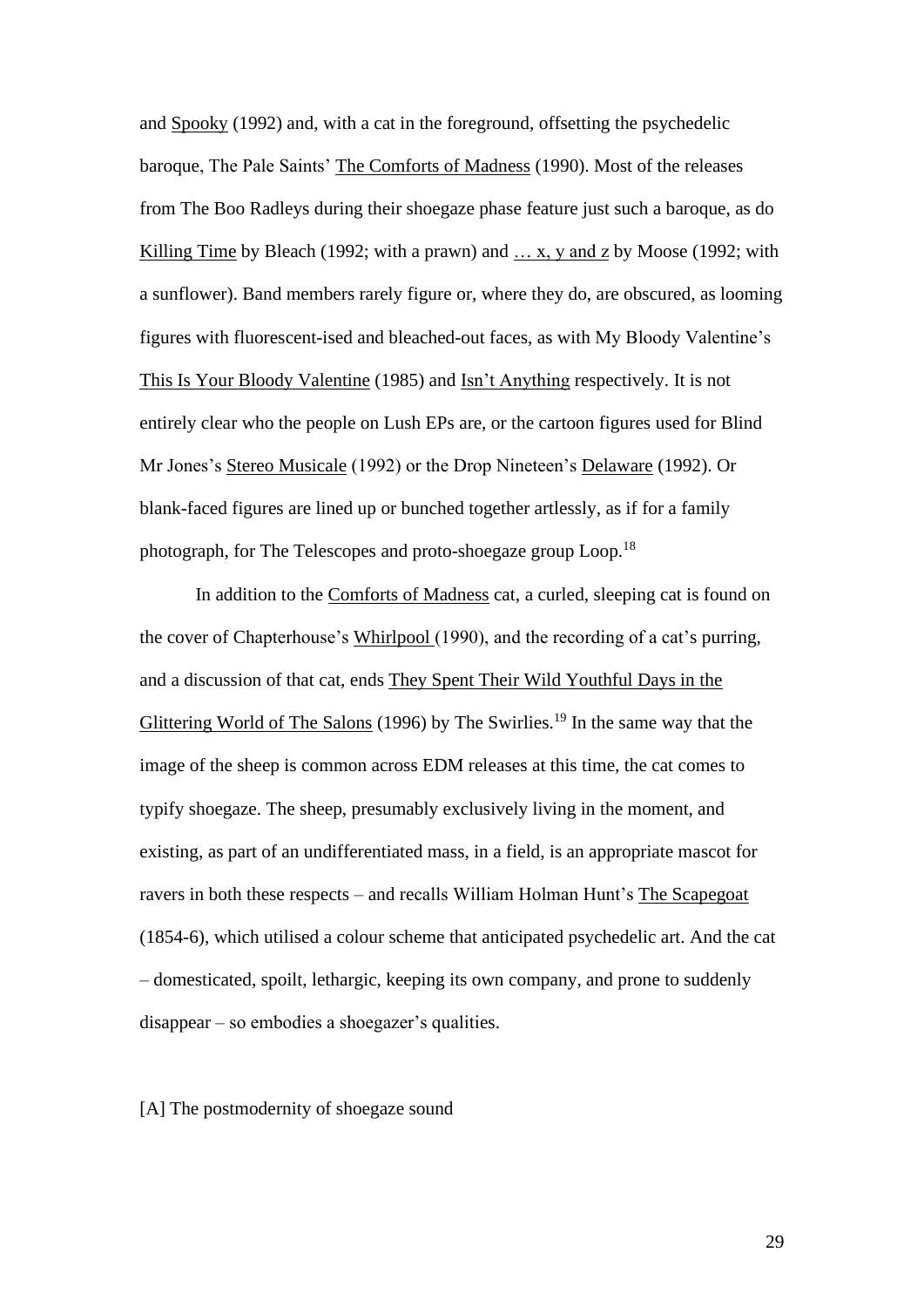and Spooky (1992) and, with a cat in the foreground, offsetting the psychedelic baroque, The Pale Saints' The Comforts of Madness (1990). Most of the releases from The Boo Radleys during their shoegaze phase feature just such a baroque, as do Killing Time by Bleach (1992; with a prawn) and … x, y and z by Moose (1992; with a sunflower). Band members rarely figure or, where they do, are obscured, as looming figures with fluorescent-ised and bleached-out faces, as with My Bloody Valentine's This Is Your Bloody Valentine (1985) and Isn't Anything respectively. It is not entirely clear who the people on Lush EPs are, or the cartoon figures used for Blind Mr Jones's Stereo Musicale (1992) or the Drop Nineteen's Delaware (1992). Or blank-faced figures are lined up or bunched together artlessly, as if for a family photograph, for The Telescopes and proto-shoegaze group Loop.[18]

In addition to the Comforts of Madness cat, a curled, sleeping cat is found on the cover of Chapterhouse's Whirlpool (1990), and the recording of a cat's purring, and a discussion of that cat, ends They Spent Their Wild Youthful Days in the Glittering World of The Salons (1996) by The Swirlies.[19] In the same way that the image of the sheep is common across EDM releases at this time, the cat comes to typify shoegaze. The sheep, presumably exclusively living in the moment, and existing, as part of an undifferentiated mass, in a field, is an appropriate mascot for ravers in both these respects – and recalls William Holman Hunt's The Scapegoat (1854-6), which utilised a colour scheme that anticipated psychedelic art. And the cat – domesticated, spoilt, lethargic, keeping its own company, and prone to suddenly disappear – so embodies a shoegazer's qualities.

## [A] The postmodernity of shoegaze sound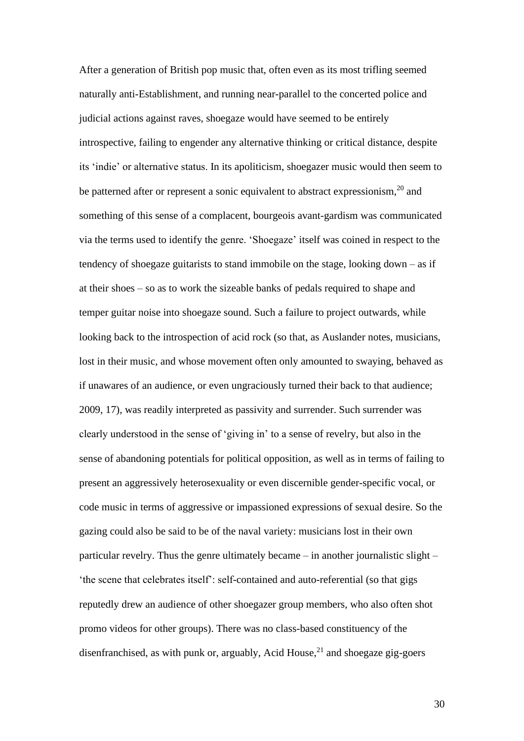After a generation of British pop music that, often even as its most trifling seemed naturally anti-Establishment, and running near-parallel to the concerted police and judicial actions against raves, shoegaze would have seemed to be entirely introspective, failing to engender any alternative thinking or critical distance, despite its 'indie' or alternative status. In its apoliticism, shoegazer music would then seem to be patterned after or represent a sonic equivalent to abstract expressionism,[20] and something of this sense of a complacent, bourgeois avant-gardism was communicated via the terms used to identify the genre. 'Shoegaze' itself was coined in respect to the tendency of shoegaze guitarists to stand immobile on the stage, looking down – as if at their shoes – so as to work the sizeable banks of pedals required to shape and temper guitar noise into shoegaze sound. Such a failure to project outwards, while looking back to the introspection of acid rock (so that, as Auslander notes, musicians, lost in their music, and whose movement often only amounted to swaying, behaved as if unawares of an audience, or even ungraciously turned their back to that audience; 2009, 17), was readily interpreted as passivity and surrender. Such surrender was clearly understood in the sense of 'giving in' to a sense of revelry, but also in the sense of abandoning potentials for political opposition, as well as in terms of failing to present an aggressively heterosexuality or even discernible gender-specific vocal, or code music in terms of aggressive or impassioned expressions of sexual desire. So the gazing could also be said to be of the naval variety: musicians lost in their own particular revelry. Thus the genre ultimately became – in another journalistic slight – 'the scene that celebrates itself': self-contained and auto-referential (so that gigs reputedly drew an audience of other shoegazer group members, who also often shot promo videos for other groups). There was no class-based constituency of the disenfranchised, as with punk or, arguably, Acid House,[21] and shoegaze gig-goers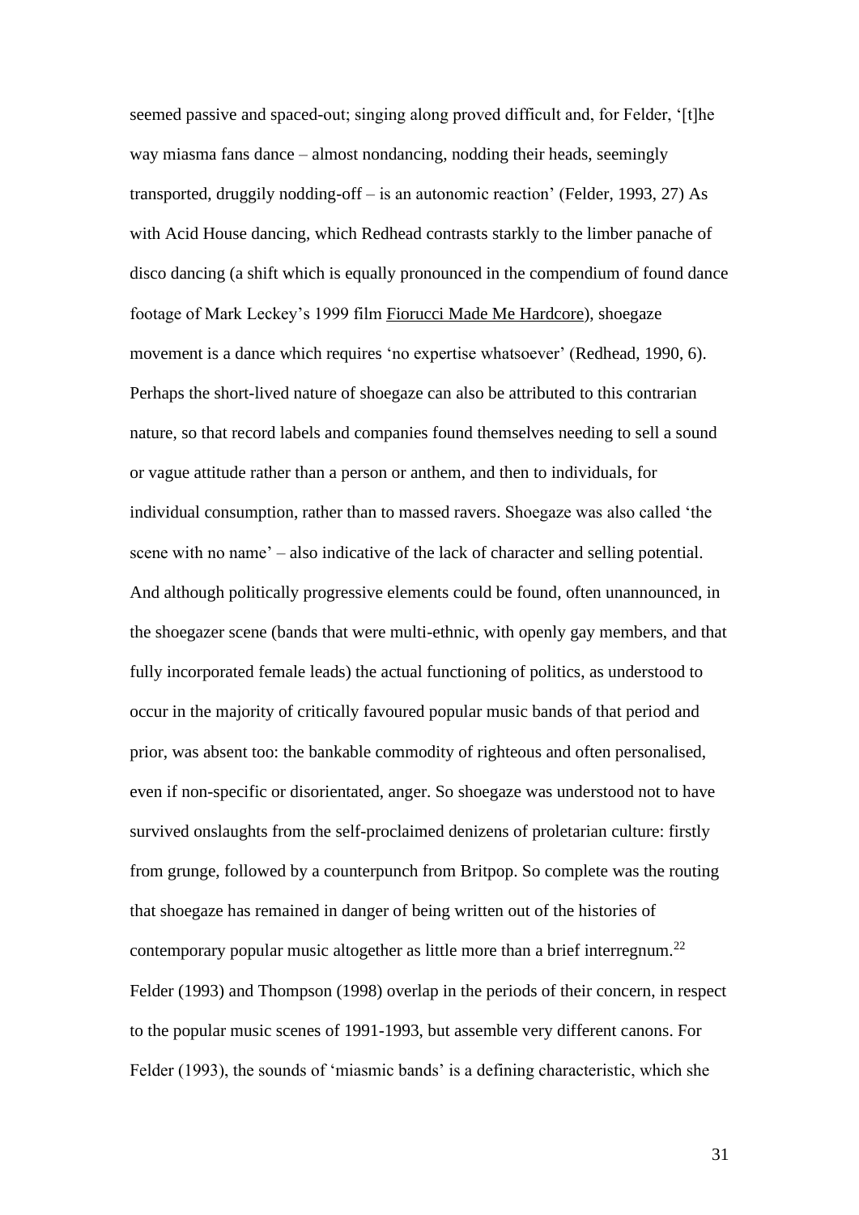seemed passive and spaced-out; singing along proved difficult and, for Felder, '[t]he way miasma fans dance – almost nondancing, nodding their heads, seemingly transported, druggily nodding-off – is an autonomic reaction' (Felder, 1993, 27) As with Acid House dancing, which Redhead contrasts starkly to the limber panache of disco dancing (a shift which is equally pronounced in the compendium of found dance footage of Mark Leckey's 1999 film <u>Fiorucci Made Me Hardcore</u>), shoegaze movement is a dance which requires 'no expertise whatsoever' (Redhead, 1990, 6). Perhaps the short-lived nature of shoegaze can also be attributed to this contrarian nature, so that record labels and companies found themselves needing to sell a sound or vague attitude rather than a person or anthem, and then to individuals, for individual consumption, rather than to massed ravers. Shoegaze was also called 'the scene with no name' – also indicative of the lack of character and selling potential. And although politically progressive elements could be found, often unannounced, in the shoegazer scene (bands that were multi-ethnic, with openly gay members, and that fully incorporated female leads) the actual functioning of politics, as understood to occur in the majority of critically favoured popular music bands of that period and prior, was absent too: the bankable commodity of righteous and often personalised, even if non-specific or disorientated, anger. So shoegaze was understood not to have survived onslaughts from the self-proclaimed denizens of proletarian culture: firstly from grunge, followed by a counterpunch from Britpop. So complete was the routing that shoegaze has remained in danger of being written out of the histories of contemporary popular music altogether as little more than a brief interregnum.[22] Felder (1993) and Thompson (1998) overlap in the periods of their concern, in respect to the popular music scenes of 1991-1993, but assemble very different canons. For Felder (1993), the sounds of 'miasmic bands' is a defining characteristic, which she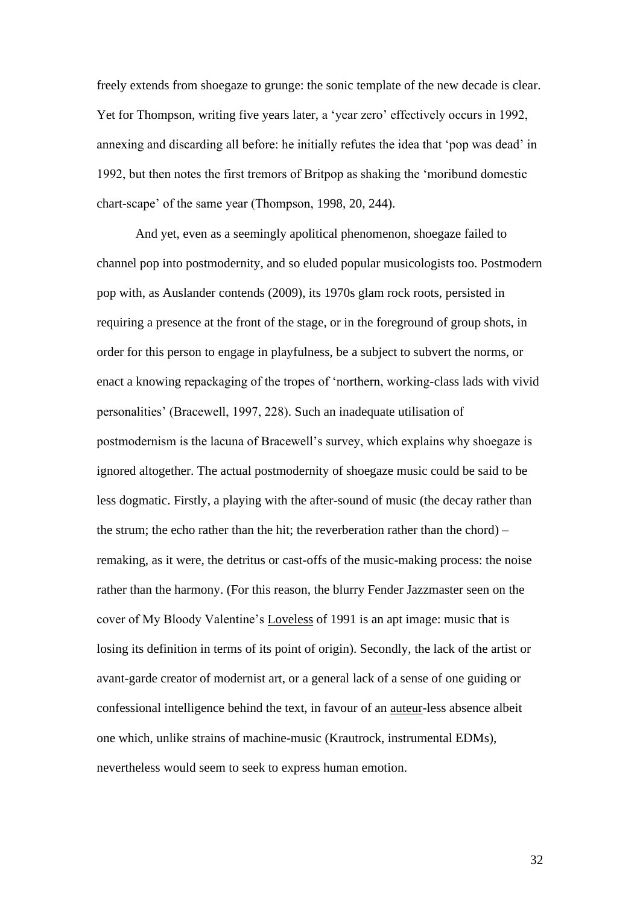freely extends from shoegaze to grunge: the sonic template of the new decade is clear. Yet for Thompson, writing five years later, a 'year zero' effectively occurs in 1992, annexing and discarding all before: he initially refutes the idea that 'pop was dead' in 1992, but then notes the first tremors of Britpop as shaking the 'moribund domestic chart-scape' of the same year (Thompson, 1998, 20, 244).

And yet, even as a seemingly apolitical phenomenon, shoegaze failed to channel pop into postmodernity, and so eluded popular musicologists too. Postmodern pop with, as Auslander contends (2009), its 1970s glam rock roots, persisted in requiring a presence at the front of the stage, or in the foreground of group shots, in order for this person to engage in playfulness, be a subject to subvert the norms, or enact a knowing repackaging of the tropes of 'northern, working-class lads with vivid personalities' (Bracewell, 1997, 228). Such an inadequate utilisation of postmodernism is the lacuna of Bracewell's survey, which explains why shoegaze is ignored altogether. The actual postmodernity of shoegaze music could be said to be less dogmatic. Firstly, a playing with the after-sound of music (the decay rather than the strum; the echo rather than the hit; the reverberation rather than the chord) – remaking, as it were, the detritus or cast-offs of the music-making process: the noise rather than the harmony. (For this reason, the blurry Fender Jazzmaster seen on the cover of My Bloody Valentine's <u>Loveless</u> of 1991 is an apt image: music that is losing its definition in terms of its point of origin). Secondly, the lack of the artist or avant-garde creator of modernist art, or a general lack of a sense of one guiding or confessional intelligence behind the text, in favour of an <u>auteur</u>-less absence albeit one which, unlike strains of machine-music (Krautrock, instrumental EDMs), nevertheless would seem to seek to express human emotion.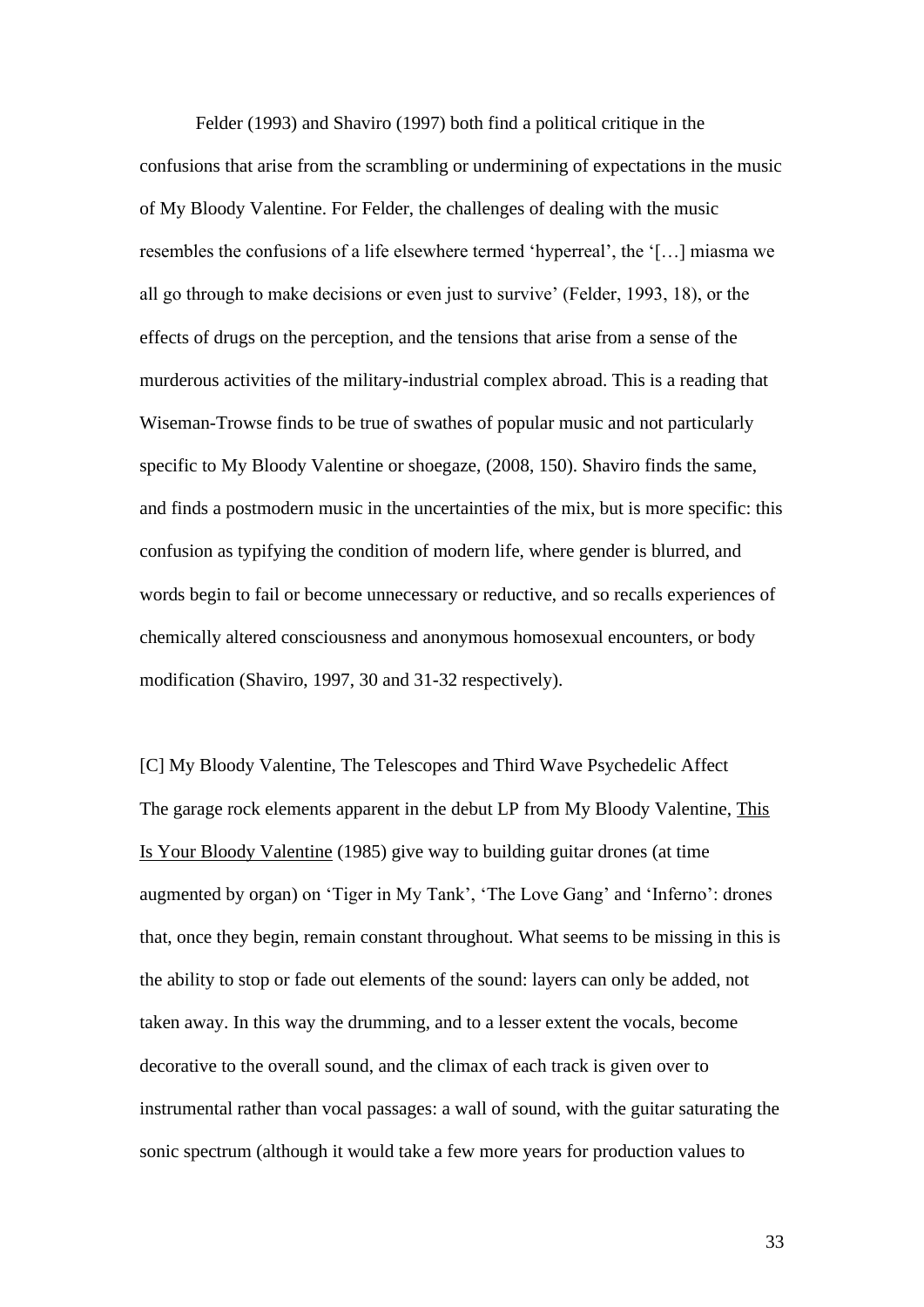Felder (1993) and Shaviro (1997) both find a political critique in the confusions that arise from the scrambling or undermining of expectations in the music of My Bloody Valentine. For Felder, the challenges of dealing with the music resembles the confusions of a life elsewhere termed 'hyperreal', the '[…] miasma we all go through to make decisions or even just to survive' (Felder, 1993, 18), or the effects of drugs on the perception, and the tensions that arise from a sense of the murderous activities of the military-industrial complex abroad. This is a reading that Wiseman-Trowse finds to be true of swathes of popular music and not particularly specific to My Bloody Valentine or shoegaze, (2008, 150). Shaviro finds the same, and finds a postmodern music in the uncertainties of the mix, but is more specific: this confusion as typifying the condition of modern life, where gender is blurred, and words begin to fail or become unnecessary or reductive, and so recalls experiences of chemically altered consciousness and anonymous homosexual encounters, or body modification (Shaviro, 1997, 30 and 31-32 respectively).

### [C] My Bloody Valentine, The Telescopes and Third Wave Psychedelic Affect

The garage rock elements apparent in the debut LP from My Bloody Valentine, <u>This Is Your Bloody Valentine</u> (1985) give way to building guitar drones (at time augmented by organ) on 'Tiger in My Tank', 'The Love Gang' and 'Inferno': drones that, once they begin, remain constant throughout. What seems to be missing in this is the ability to stop or fade out elements of the sound: layers can only be added, not taken away. In this way the drumming, and to a lesser extent the vocals, become decorative to the overall sound, and the climax of each track is given over to instrumental rather than vocal passages: a wall of sound, with the guitar saturating the sonic spectrum (although it would take a few more years for production values to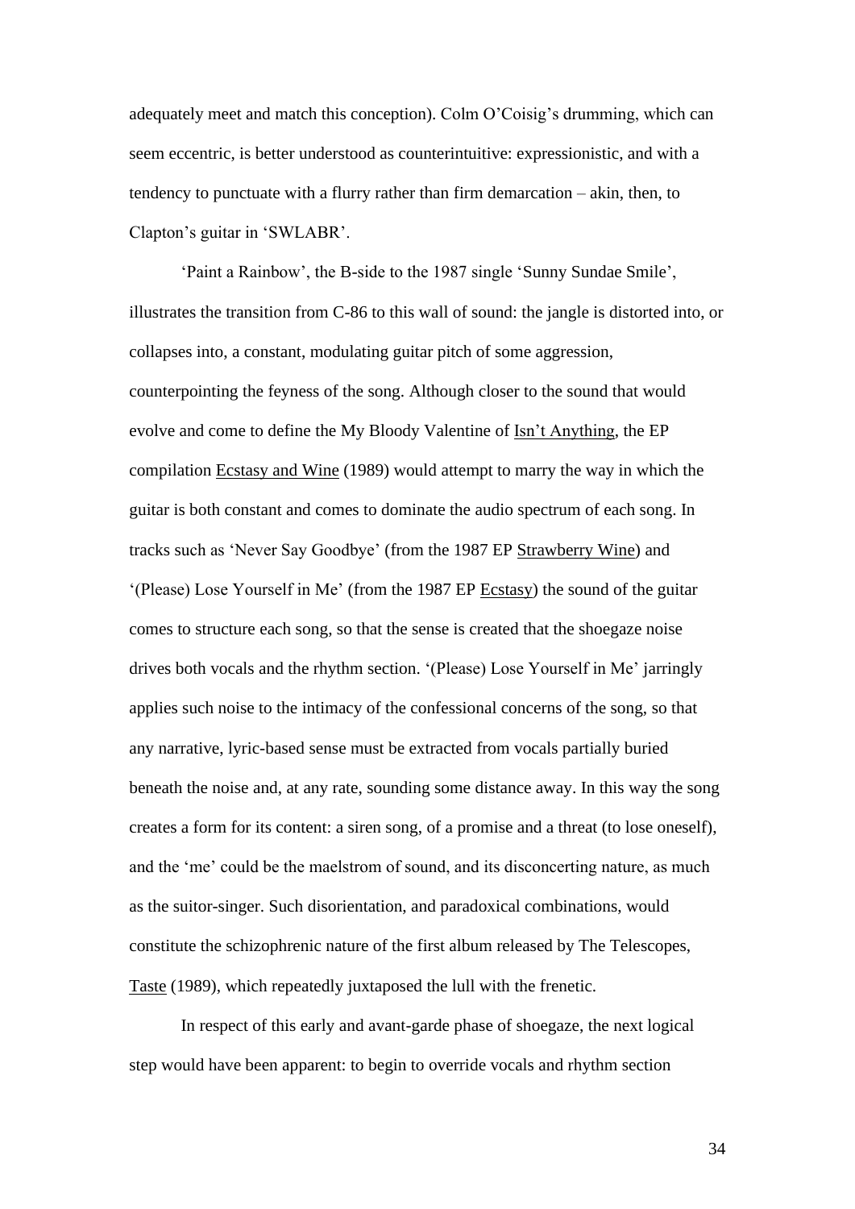adequately meet and match this conception). Colm O'Coisig's drumming, which can seem eccentric, is better understood as counterintuitive: expressionistic, and with a tendency to punctuate with a flurry rather than firm demarcation – akin, then, to Clapton's guitar in 'SWLABR'.

'Paint a Rainbow', the B-side to the 1987 single 'Sunny Sundae Smile', illustrates the transition from C-86 to this wall of sound: the jangle is distorted into, or collapses into, a constant, modulating guitar pitch of some aggression, counterpointing the feyness of the song. Although closer to the sound that would evolve and come to define the My Bloody Valentine of Isn't Anything, the EP compilation Ecstasy and Wine (1989) would attempt to marry the way in which the guitar is both constant and comes to dominate the audio spectrum of each song. In tracks such as 'Never Say Goodbye' (from the 1987 EP Strawberry Wine) and '(Please) Lose Yourself in Me' (from the 1987 EP Ecstasy) the sound of the guitar comes to structure each song, so that the sense is created that the shoegaze noise drives both vocals and the rhythm section. '(Please) Lose Yourself in Me' jarringly applies such noise to the intimacy of the confessional concerns of the song, so that any narrative, lyric-based sense must be extracted from vocals partially buried beneath the noise and, at any rate, sounding some distance away. In this way the song creates a form for its content: a siren song, of a promise and a threat (to lose oneself), and the 'me' could be the maelstrom of sound, and its disconcerting nature, as much as the suitor-singer. Such disorientation, and paradoxical combinations, would constitute the schizophrenic nature of the first album released by The Telescopes, Taste (1989), which repeatedly juxtaposed the lull with the frenetic.

In respect of this early and avant-garde phase of shoegaze, the next logical step would have been apparent: to begin to override vocals and rhythm section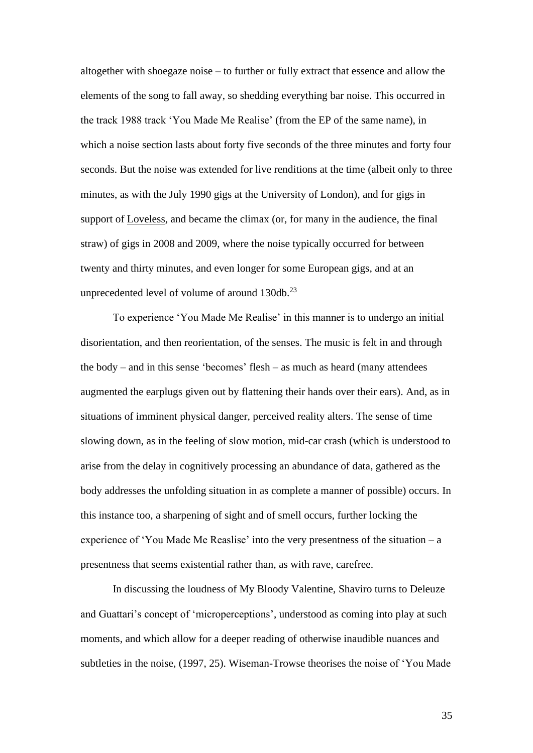altogether with shoegaze noise – to further or fully extract that essence and allow the elements of the song to fall away, so shedding everything bar noise. This occurred in the track 1988 track 'You Made Me Realise' (from the EP of the same name), in which a noise section lasts about forty five seconds of the three minutes and forty four seconds. But the noise was extended for live renditions at the time (albeit only to three minutes, as with the July 1990 gigs at the University of London), and for gigs in support of Loveless, and became the climax (or, for many in the audience, the final straw) of gigs in 2008 and 2009, where the noise typically occurred for between twenty and thirty minutes, and even longer for some European gigs, and at an unprecedented level of volume of around 130db.[23]

To experience 'You Made Me Realise' in this manner is to undergo an initial disorientation, and then reorientation, of the senses. The music is felt in and through the body – and in this sense 'becomes' flesh – as much as heard (many attendees augmented the earplugs given out by flattening their hands over their ears). And, as in situations of imminent physical danger, perceived reality alters. The sense of time slowing down, as in the feeling of slow motion, mid-car crash (which is understood to arise from the delay in cognitively processing an abundance of data, gathered as the body addresses the unfolding situation in as complete a manner of possible) occurs. In this instance too, a sharpening of sight and of smell occurs, further locking the experience of 'You Made Me Reaslise' into the very presentness of the situation – a presentness that seems existential rather than, as with rave, carefree.

In discussing the loudness of My Bloody Valentine, Shaviro turns to Deleuze and Guattari's concept of 'microperceptions', understood as coming into play at such moments, and which allow for a deeper reading of otherwise inaudible nuances and subtleties in the noise, (1997, 25). Wiseman-Trowse theorises the noise of 'You Made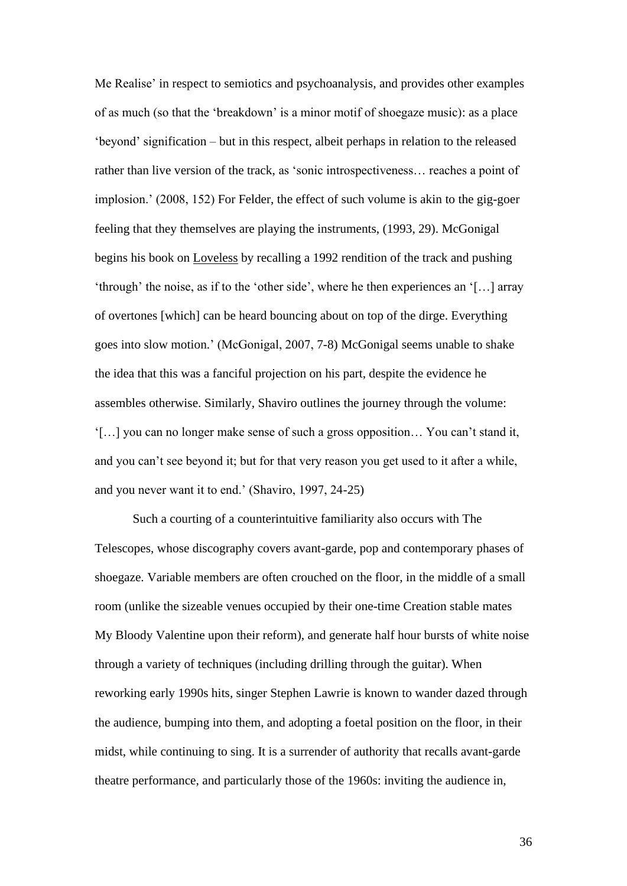Me Realise' in respect to semiotics and psychoanalysis, and provides other examples of as much (so that the 'breakdown' is a minor motif of shoegaze music): as a place 'beyond' signification – but in this respect, albeit perhaps in relation to the released rather than live version of the track, as 'sonic introspectiveness… reaches a point of implosion.' (2008, 152) For Felder, the effect of such volume is akin to the gig-goer feeling that they themselves are playing the instruments, (1993, 29). McGonigal begins his book on Loveless by recalling a 1992 rendition of the track and pushing 'through' the noise, as if to the 'other side', where he then experiences an '[…] array of overtones [which] can be heard bouncing about on top of the dirge. Everything goes into slow motion.' (McGonigal, 2007, 7-8) McGonigal seems unable to shake the idea that this was a fanciful projection on his part, despite the evidence he assembles otherwise. Similarly, Shaviro outlines the journey through the volume: '[…] you can no longer make sense of such a gross opposition… You can't stand it, and you can't see beyond it; but for that very reason you get used to it after a while, and you never want it to end.' (Shaviro, 1997, 24-25)

Such a courting of a counterintuitive familiarity also occurs with The Telescopes, whose discography covers avant-garde, pop and contemporary phases of shoegaze. Variable members are often crouched on the floor, in the middle of a small room (unlike the sizeable venues occupied by their one-time Creation stable mates My Bloody Valentine upon their reform), and generate half hour bursts of white noise through a variety of techniques (including drilling through the guitar). When reworking early 1990s hits, singer Stephen Lawrie is known to wander dazed through the audience, bumping into them, and adopting a foetal position on the floor, in their midst, while continuing to sing. It is a surrender of authority that recalls avant-garde theatre performance, and particularly those of the 1960s: inviting the audience in,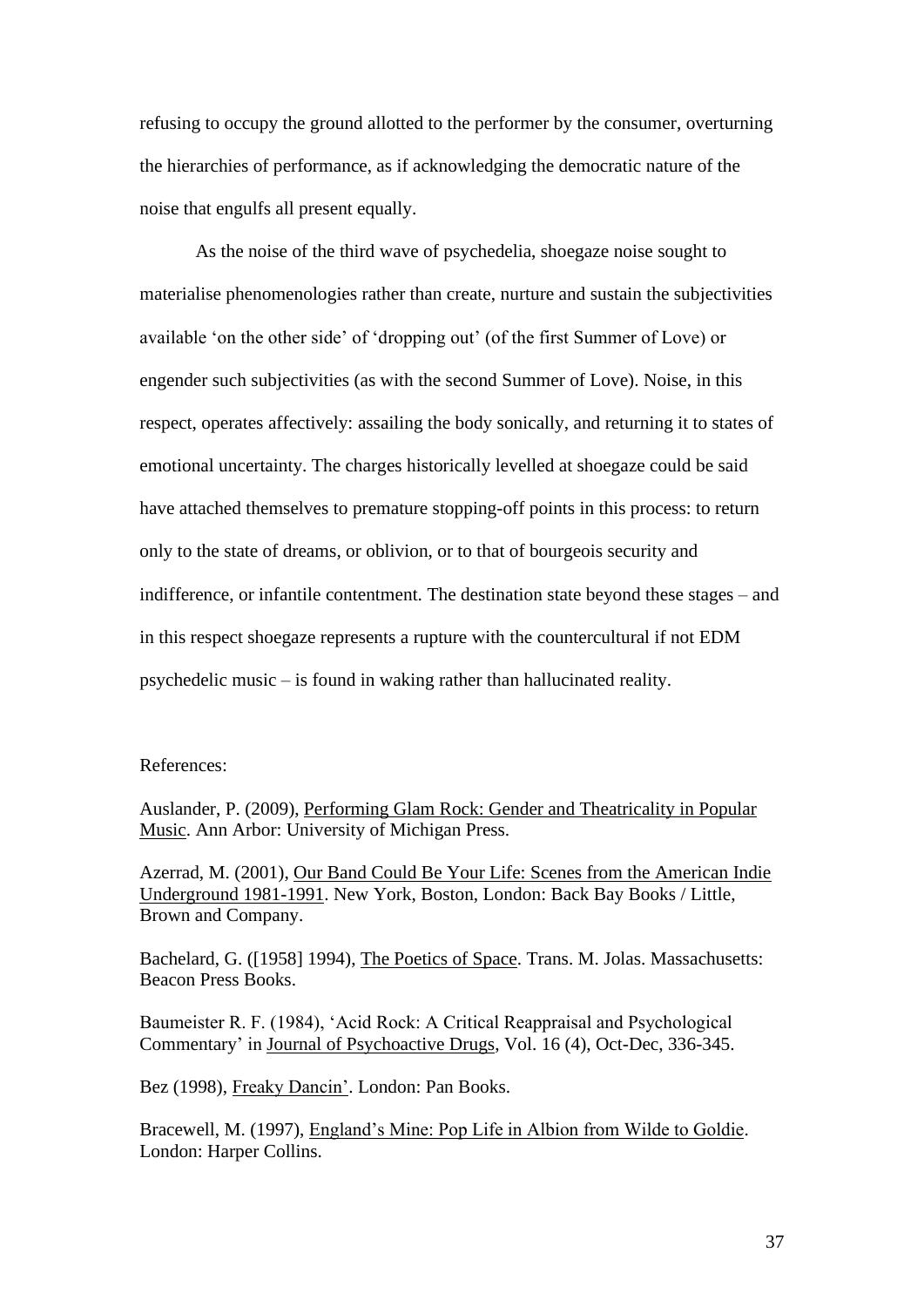refusing to occupy the ground allotted to the performer by the consumer, overturning the hierarchies of performance, as if acknowledging the democratic nature of the noise that engulfs all present equally.

As the noise of the third wave of psychedelia, shoegaze noise sought to materialise phenomenologies rather than create, nurture and sustain the subjectivities available 'on the other side' of 'dropping out' (of the first Summer of Love) or engender such subjectivities (as with the second Summer of Love). Noise, in this respect, operates affectively: assailing the body sonically, and returning it to states of emotional uncertainty. The charges historically levelled at shoegaze could be said have attached themselves to premature stopping-off points in this process: to return only to the state of dreams, or oblivion, or to that of bourgeois security and indifference, or infantile contentment. The destination state beyond these stages – and in this respect shoegaze represents a rupture with the countercultural if not EDM psychedelic music – is found in waking rather than hallucinated reality.

References:

Auslander, P. (2009), Performing Glam Rock: Gender and Theatricality in Popular Music. Ann Arbor: University of Michigan Press.

Azerrad, M. (2001), Our Band Could Be Your Life: Scenes from the American Indie Underground 1981-1991. New York, Boston, London: Back Bay Books / Little, Brown and Company.

Bachelard, G. ([1958] 1994), The Poetics of Space. Trans. M. Jolas. Massachusetts: Beacon Press Books.

Baumeister R. F. (1984), 'Acid Rock: A Critical Reappraisal and Psychological Commentary' in Journal of Psychoactive Drugs, Vol. 16 (4), Oct-Dec, 336-345.

Bez (1998), Freaky Dancin'. London: Pan Books.

Bracewell, M. (1997), England's Mine: Pop Life in Albion from Wilde to Goldie. London: Harper Collins.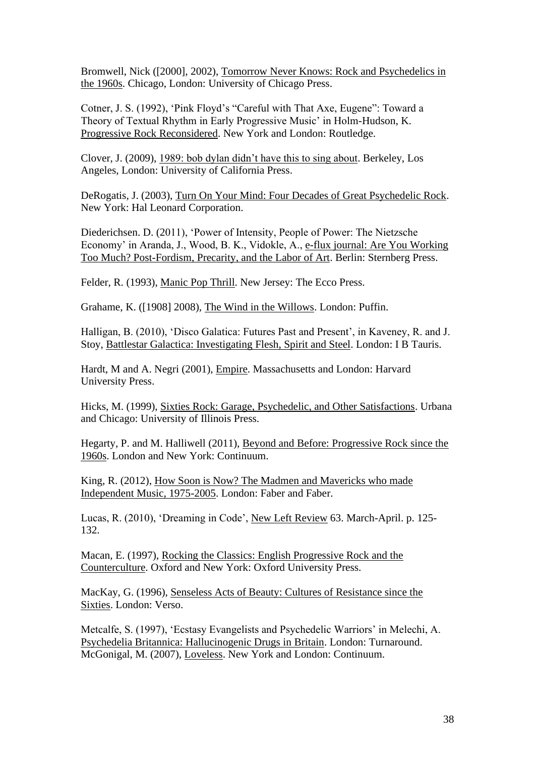Bromwell, Nick ([2000], 2002), Tomorrow Never Knows: Rock and Psychedelics in the 1960s. Chicago, London: University of Chicago Press.

Cotner, J. S. (1992), 'Pink Floyd's "Careful with That Axe, Eugene": Toward a Theory of Textual Rhythm in Early Progressive Music' in Holm-Hudson, K. Progressive Rock Reconsidered. New York and London: Routledge.

Clover, J. (2009), 1989: bob dylan didn't have this to sing about. Berkeley, Los Angeles, London: University of California Press.

DeRogatis, J. (2003), Turn On Your Mind: Four Decades of Great Psychedelic Rock. New York: Hal Leonard Corporation.

Diederichsen. D. (2011), 'Power of Intensity, People of Power: The Nietzsche Economy' in Aranda, J., Wood, B. K., Vidokle, A., e-flux journal: Are You Working Too Much? Post-Fordism, Precarity, and the Labor of Art. Berlin: Sternberg Press.

Felder, R. (1993), Manic Pop Thrill. New Jersey: The Ecco Press.

Grahame, K. ([1908] 2008), The Wind in the Willows. London: Puffin.

Halligan, B. (2010), 'Disco Galatica: Futures Past and Present', in Kaveney, R. and J. Stoy, Battlestar Galactica: Investigating Flesh, Spirit and Steel. London: I B Tauris.

Hardt, M and A. Negri (2001), Empire. Massachusetts and London: Harvard University Press.

Hicks, M. (1999), Sixties Rock: Garage, Psychedelic, and Other Satisfactions. Urbana and Chicago: University of Illinois Press.

Hegarty, P. and M. Halliwell (2011), Beyond and Before: Progressive Rock since the 1960s. London and New York: Continuum.

King, R. (2012), How Soon is Now? The Madmen and Mavericks who made Independent Music, 1975-2005. London: Faber and Faber.

Lucas, R. (2010), 'Dreaming in Code', New Left Review 63. March-April. p. 125-132.

Macan, E. (1997), Rocking the Classics: English Progressive Rock and the Counterculture. Oxford and New York: Oxford University Press.

MacKay, G. (1996), Senseless Acts of Beauty: Cultures of Resistance since the Sixties. London: Verso.

Metcalfe, S. (1997), 'Ecstasy Evangelists and Psychedelic Warriors' in Melechi, A. Psychedelia Britannica: Hallucinogenic Drugs in Britain. London: Turnaround.
McGonigal, M. (2007), Loveless. New York and London: Continuum.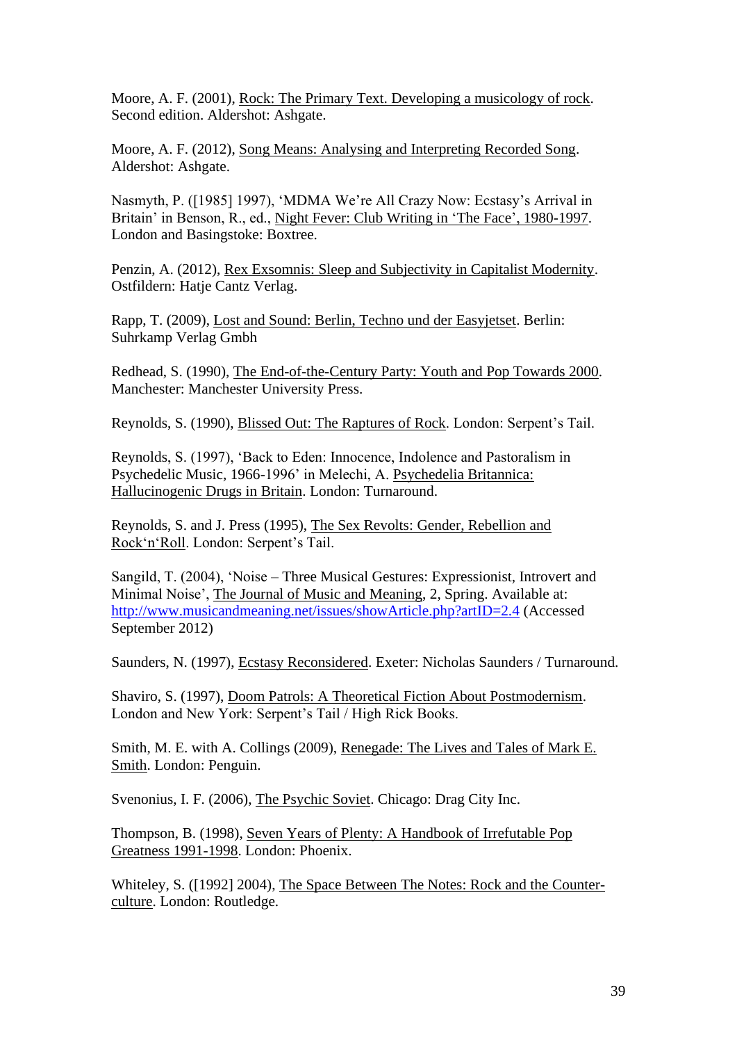Moore, A. F. (2001), <u>Rock: The Primary Text. Developing a musicology of rock</u>. Second edition. Aldershot: Ashgate.

Moore, A. F. (2012), <u>Song Means: Analysing and Interpreting Recorded Song</u>. Aldershot: Ashgate.

Nasmyth, P. ([1985] 1997), 'MDMA We're All Crazy Now: Ecstasy's Arrival in Britain' in Benson, R., ed., <u>Night Fever: Club Writing in 'The Face', 1980-1997</u>. London and Basingstoke: Boxtree.

Penzin, A. (2012), <u>Rex Exsomnis: Sleep and Subjectivity in Capitalist Modernity</u>. Ostfildern: Hatje Cantz Verlag.

Rapp, T. (2009), <u>Lost and Sound: Berlin, Techno und der Easyjetset</u>. Berlin: Suhrkamp Verlag Gmbh

Redhead, S. (1990), <u>The End-of-the-Century Party: Youth and Pop Towards 2000</u>. Manchester: Manchester University Press.

Reynolds, S. (1990), <u>Blissed Out: The Raptures of Rock</u>. London: Serpent's Tail.

Reynolds, S. (1997), 'Back to Eden: Innocence, Indolence and Pastoralism in Psychedelic Music, 1966-1996' in Melechi, A. <u>Psychedelia Britannica: Hallucinogenic Drugs in Britain</u>. London: Turnaround.

Reynolds, S. and J. Press (1995), <u>The Sex Revolts: Gender, Rebellion and Rock'n'Roll</u>. London: Serpent's Tail.

Sangild, T. (2004), 'Noise – Three Musical Gestures: Expressionist, Introvert and Minimal Noise', <u>The Journal of Music and Meaning</u>, 2, Spring. Available at: http://www.musicandmeaning.net/issues/showArticle.php?artID=2.4 (Accessed September 2012)

Saunders, N. (1997), <u>Ecstasy Reconsidered</u>. Exeter: Nicholas Saunders / Turnaround.

Shaviro, S. (1997), <u>Doom Patrols: A Theoretical Fiction About Postmodernism</u>. London and New York: Serpent's Tail / High Rick Books.

Smith, M. E. with A. Collings (2009), <u>Renegade: The Lives and Tales of Mark E. Smith</u>. London: Penguin.

Svenonius, I. F. (2006), <u>The Psychic Soviet</u>. Chicago: Drag City Inc.

Thompson, B. (1998), <u>Seven Years of Plenty: A Handbook of Irrefutable Pop Greatness 1991-1998</u>. London: Phoenix.

Whiteley, S. ([1992] 2004), <u>The Space Between The Notes: Rock and the Counter-culture</u>. London: Routledge.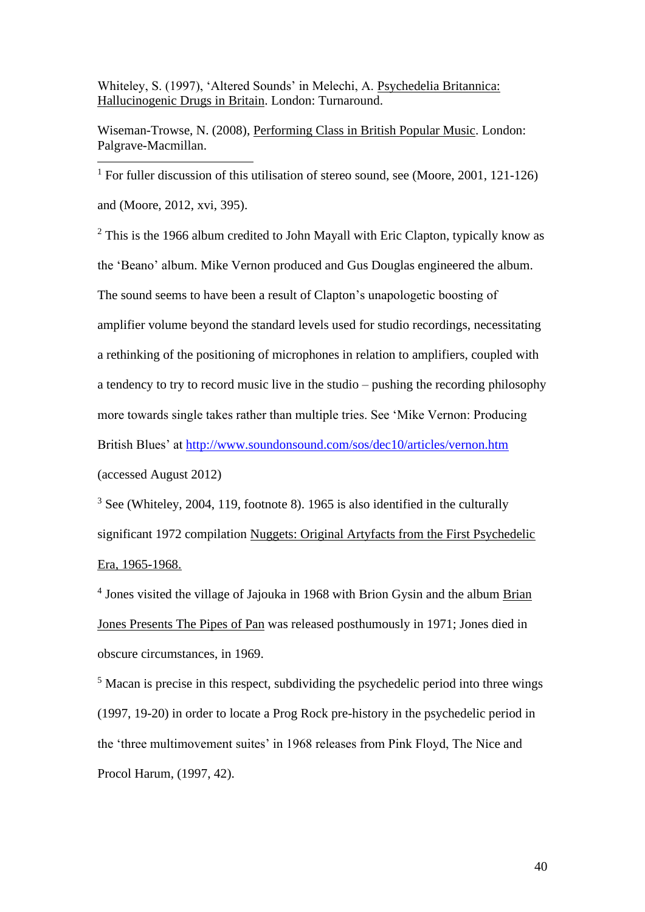Whiteley, S. (1997), 'Altered Sounds' in Melechi, A. Psychedelia Britannica: Hallucinogenic Drugs in Britain. London: Turnaround.

Wiseman-Trowse, N. (2008), Performing Class in British Popular Music. London: Palgrave-Macmillan.

---

[1] For fuller discussion of this utilisation of stereo sound, see (Moore, 2001, 121-126) and (Moore, 2012, xvi, 395).

[2] This is the 1966 album credited to John Mayall with Eric Clapton, typically know as the 'Beano' album. Mike Vernon produced and Gus Douglas engineered the album. The sound seems to have been a result of Clapton's unapologetic boosting of amplifier volume beyond the standard levels used for studio recordings, necessitating a rethinking of the positioning of microphones in relation to amplifiers, coupled with a tendency to try to record music live in the studio – pushing the recording philosophy more towards single takes rather than multiple tries. See 'Mike Vernon: Producing British Blues' at http://www.soundonsound.com/sos/dec10/articles/vernon.htm (accessed August 2012)

[3] See (Whiteley, 2004, 119, footnote 8). 1965 is also identified in the culturally significant 1972 compilation Nuggets: Original Artyfacts from the First Psychedelic Era, 1965-1968.

[4] Jones visited the village of Jajouka in 1968 with Brion Gysin and the album Brian Jones Presents The Pipes of Pan was released posthumously in 1971; Jones died in obscure circumstances, in 1969.

[5] Macan is precise in this respect, subdividing the psychedelic period into three wings (1997, 19-20) in order to locate a Prog Rock pre-history in the psychedelic period in the 'three multimovement suites' in 1968 releases from Pink Floyd, The Nice and Procol Harum, (1997, 42).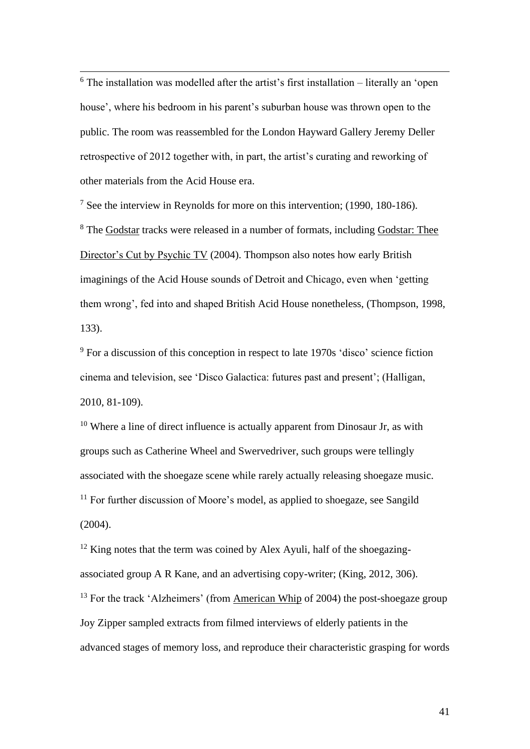[6] The installation was modelled after the artist's first installation – literally an 'open house', where his bedroom in his parent's suburban house was thrown open to the public. The room was reassembled for the London Hayward Gallery Jeremy Deller retrospective of 2012 together with, in part, the artist's curating and reworking of other materials from the Acid House era.

[7] See the interview in Reynolds for more on this intervention; (1990, 180-186).

[8] The Godstar tracks were released in a number of formats, including Godstar: Thee Director's Cut by Psychic TV (2004). Thompson also notes how early British imaginings of the Acid House sounds of Detroit and Chicago, even when 'getting them wrong', fed into and shaped British Acid House nonetheless, (Thompson, 1998, 133).

[9] For a discussion of this conception in respect to late 1970s 'disco' science fiction cinema and television, see 'Disco Galactica: futures past and present'; (Halligan, 2010, 81-109).

[10] Where a line of direct influence is actually apparent from Dinosaur Jr, as with groups such as Catherine Wheel and Swervedriver, such groups were tellingly associated with the shoegaze scene while rarely actually releasing shoegaze music.

[11] For further discussion of Moore's model, as applied to shoegaze, see Sangild (2004).

[12] King notes that the term was coined by Alex Ayuli, half of the shoegazing-associated group A R Kane, and an advertising copy-writer; (King, 2012, 306).

[13] For the track 'Alzheimers' (from American Whip of 2004) the post-shoegaze group Joy Zipper sampled extracts from filmed interviews of elderly patients in the advanced stages of memory loss, and reproduce their characteristic grasping for words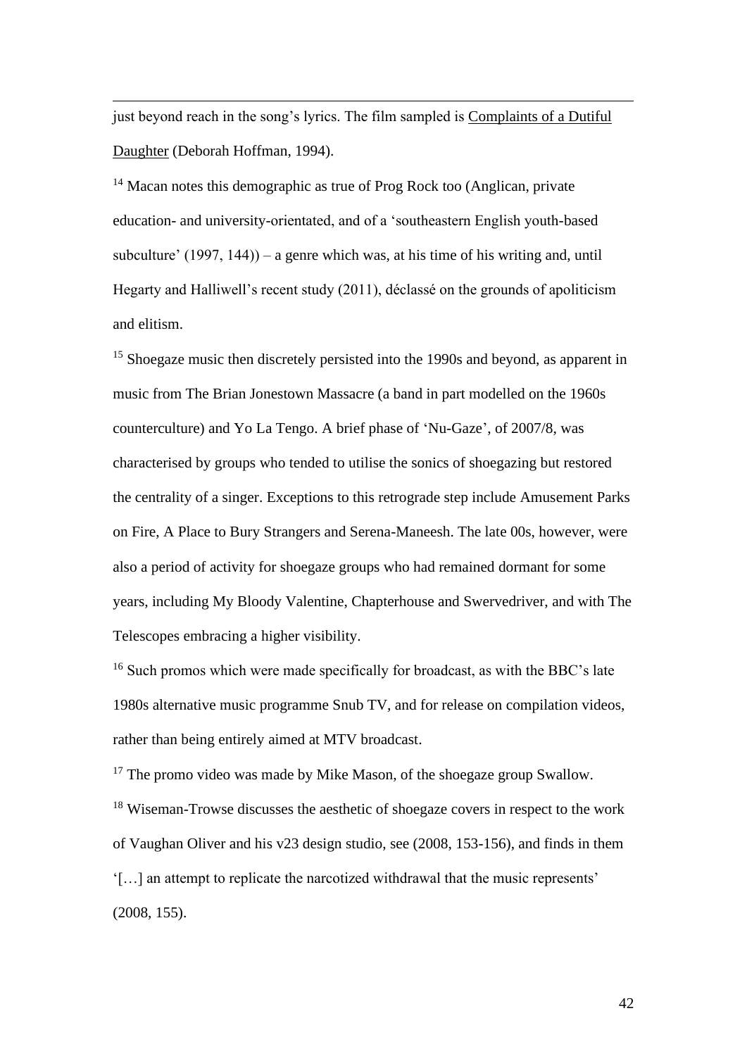just beyond reach in the song's lyrics. The film sampled is Complaints of a Dutiful Daughter (Deborah Hoffman, 1994).

[14] Macan notes this demographic as true of Prog Rock too (Anglican, private education- and university-orientated, and of a 'southeastern English youth-based subculture' (1997, 144)) – a genre which was, at his time of his writing and, until Hegarty and Halliwell's recent study (2011), déclassé on the grounds of apoliticism and elitism.

[15] Shoegaze music then discretely persisted into the 1990s and beyond, as apparent in music from The Brian Jonestown Massacre (a band in part modelled on the 1960s counterculture) and Yo La Tengo. A brief phase of 'Nu-Gaze', of 2007/8, was characterised by groups who tended to utilise the sonics of shoegazing but restored the centrality of a singer. Exceptions to this retrograde step include Amusement Parks on Fire, A Place to Bury Strangers and Serena-Maneesh. The late 00s, however, were also a period of activity for shoegaze groups who had remained dormant for some years, including My Bloody Valentine, Chapterhouse and Swervedriver, and with The Telescopes embracing a higher visibility.

[16] Such promos which were made specifically for broadcast, as with the BBC's late 1980s alternative music programme Snub TV, and for release on compilation videos, rather than being entirely aimed at MTV broadcast.

[17] The promo video was made by Mike Mason, of the shoegaze group Swallow.

[18] Wiseman-Trowse discusses the aesthetic of shoegaze covers in respect to the work of Vaughan Oliver and his v23 design studio, see (2008, 153-156), and finds in them '[…] an attempt to replicate the narcotized withdrawal that the music represents' (2008, 155).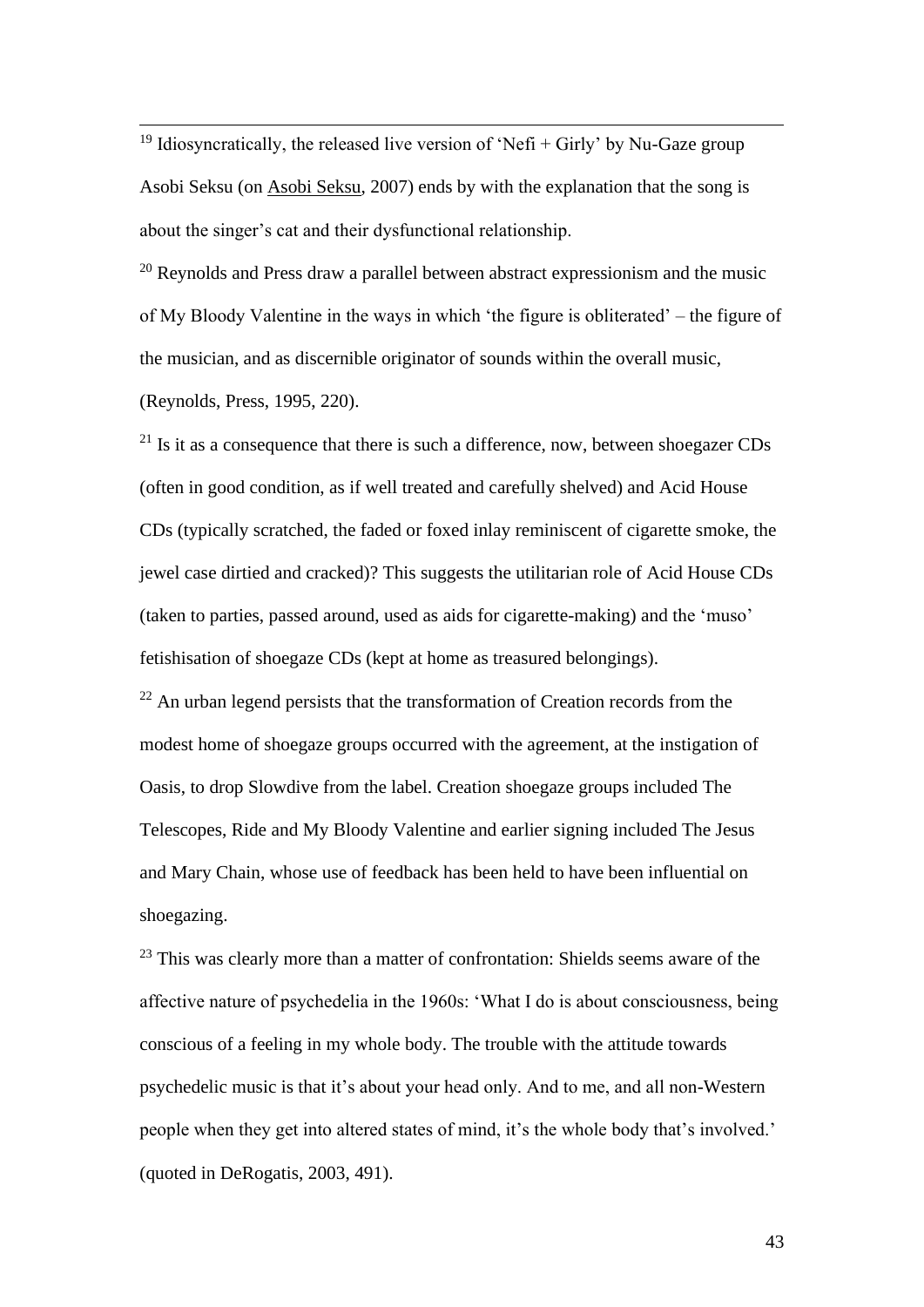[19] Idiosyncratically, the released live version of 'Nefi + Girly' by Nu-Gaze group Asobi Seksu (on Asobi Seksu, 2007) ends by with the explanation that the song is about the singer's cat and their dysfunctional relationship.

[20] Reynolds and Press draw a parallel between abstract expressionism and the music of My Bloody Valentine in the ways in which 'the figure is obliterated' – the figure of the musician, and as discernible originator of sounds within the overall music, (Reynolds, Press, 1995, 220).

[21] Is it as a consequence that there is such a difference, now, between shoegazer CDs (often in good condition, as if well treated and carefully shelved) and Acid House CDs (typically scratched, the faded or foxed inlay reminiscent of cigarette smoke, the jewel case dirtied and cracked)? This suggests the utilitarian role of Acid House CDs (taken to parties, passed around, used as aids for cigarette-making) and the 'muso' fetishisation of shoegaze CDs (kept at home as treasured belongings).

[22] An urban legend persists that the transformation of Creation records from the modest home of shoegaze groups occurred with the agreement, at the instigation of Oasis, to drop Slowdive from the label. Creation shoegaze groups included The Telescopes, Ride and My Bloody Valentine and earlier signing included The Jesus and Mary Chain, whose use of feedback has been held to have been influential on shoegazing.

[23] This was clearly more than a matter of confrontation: Shields seems aware of the affective nature of psychedelia in the 1960s: 'What I do is about consciousness, being conscious of a feeling in my whole body. The trouble with the attitude towards psychedelic music is that it's about your head only. And to me, and all non-Western people when they get into altered states of mind, it's the whole body that's involved.' (quoted in DeRogatis, 2003, 491).